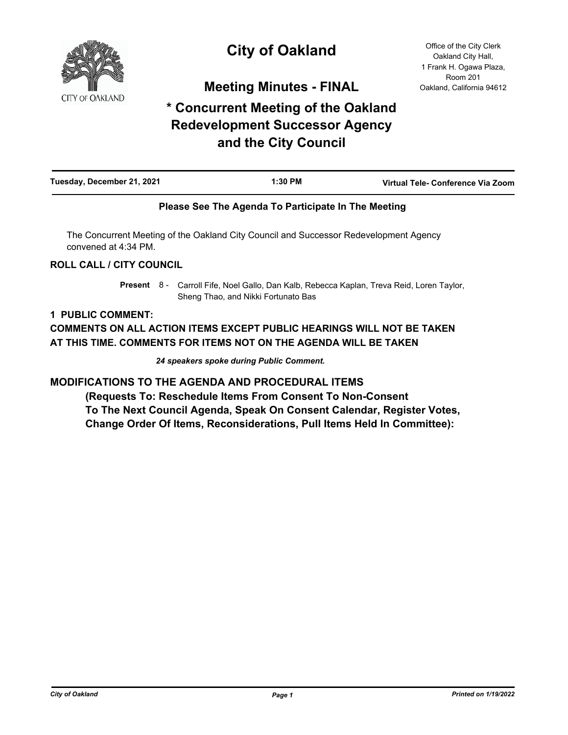# City of Oakland

Office of the City Clerk
Oakland City Hall,
1 Frank H. Ogawa Plaza,
Room 201
Oakland, California 94612

## Meeting Minutes - FINAL

## * Concurrent Meeting of the Oakland Redevelopment Successor Agency and the City Council

**Tuesday, December 21, 2021** | **1:30 PM** | **Virtual Tele- Conference Via Zoom**

**Please See The Agenda To Participate In The Meeting**

The Concurrent Meeting of the Oakland City Council and Successor Redevelopment Agency convened at 4:34 PM.

### ROLL CALL / CITY COUNCIL

**Present** 8 - Carroll Fife, Noel Gallo, Dan Kalb, Rebecca Kaplan, Treva Reid, Loren Taylor, Sheng Thao, and Nikki Fortunato Bas

### 1 PUBLIC COMMENT:

### COMMENTS ON ALL ACTION ITEMS EXCEPT PUBLIC HEARINGS WILL NOT BE TAKEN AT THIS TIME. COMMENTS FOR ITEMS NOT ON THE AGENDA WILL BE TAKEN

***24 speakers spoke during Public Comment.***

### MODIFICATIONS TO THE AGENDA AND PROCEDURAL ITEMS

**(Requests To: Reschedule Items From Consent To Non-Consent To The Next Council Agenda, Speak On Consent Calendar, Register Votes, Change Order Of Items, Reconsiderations, Pull Items Held In Committee):**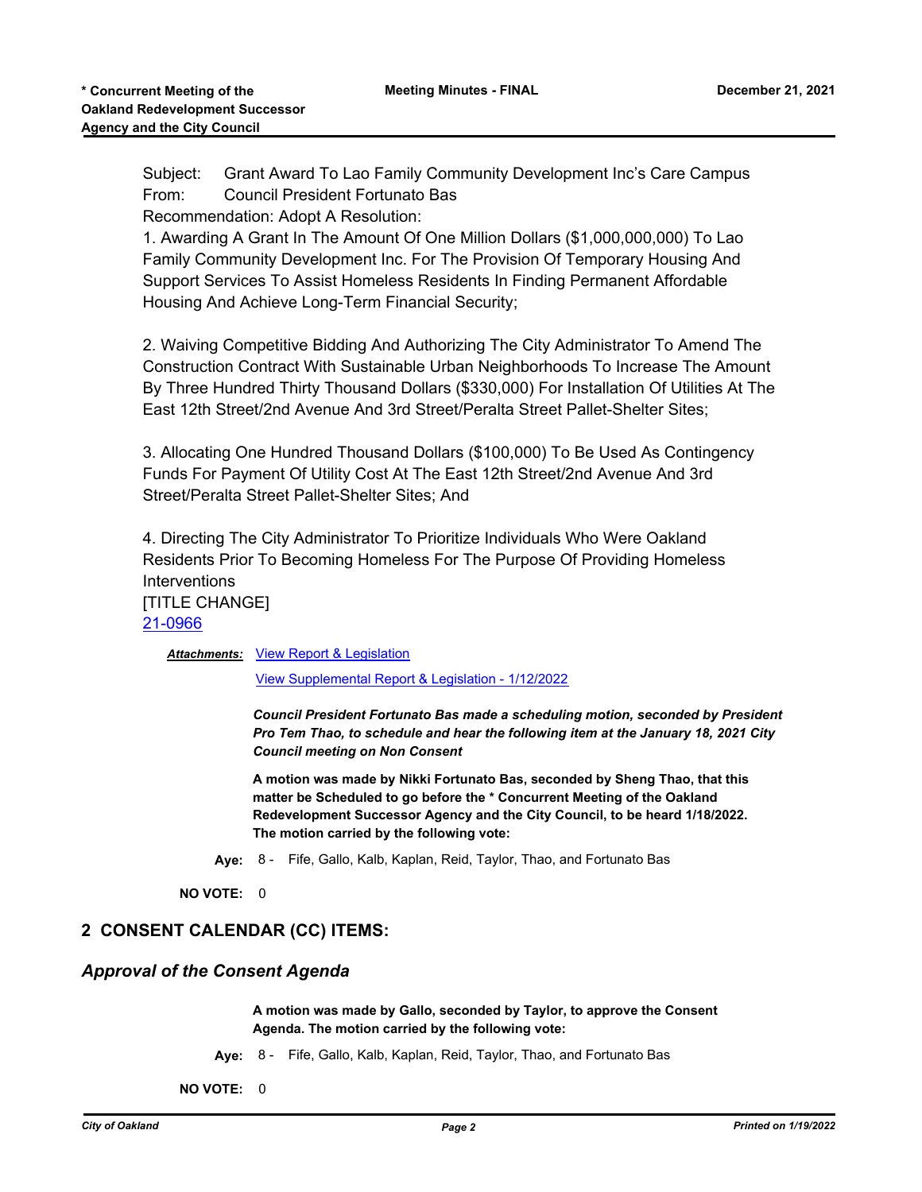Subject: Grant Award To Lao Family Community Development Inc's Care Campus
From: Council President Fortunato Bas
Recommendation: Adopt A Resolution:

1. Awarding A Grant In The Amount Of One Million Dollars ($1,000,000,000) To Lao Family Community Development Inc. For The Provision Of Temporary Housing And Support Services To Assist Homeless Residents In Finding Permanent Affordable Housing And Achieve Long-Term Financial Security;

2. Waiving Competitive Bidding And Authorizing The City Administrator To Amend The Construction Contract With Sustainable Urban Neighborhoods To Increase The Amount By Three Hundred Thirty Thousand Dollars ($330,000) For Installation Of Utilities At The East 12th Street/2nd Avenue And 3rd Street/Peralta Street Pallet-Shelter Sites;

3. Allocating One Hundred Thousand Dollars ($100,000) To Be Used As Contingency Funds For Payment Of Utility Cost At The East 12th Street/2nd Avenue And 3rd Street/Peralta Street Pallet-Shelter Sites; And

4. Directing The City Administrator To Prioritize Individuals Who Were Oakland Residents Prior To Becoming Homeless For The Purpose Of Providing Homeless Interventions
[TITLE CHANGE]
21-0966

***Attachments:*** View Report & Legislation
View Supplemental Report & Legislation - 1/12/2022

***Council President Fortunato Bas made a scheduling motion, seconded by President Pro Tem Thao, to schedule and hear the following item at the January 18, 2021 City Council meeting on Non Consent***

**A motion was made by Nikki Fortunato Bas, seconded by Sheng Thao, that this matter be Scheduled to go before the * Concurrent Meeting of the Oakland Redevelopment Successor Agency and the City Council, to be heard 1/18/2022. The motion carried by the following vote:**

**Aye:** 8 - Fife, Gallo, Kalb, Kaplan, Reid, Taylor, Thao, and Fortunato Bas

**NO VOTE:** 0

## 2 CONSENT CALENDAR (CC) ITEMS:

### *Approval of the Consent Agenda*

**A motion was made by Gallo, seconded by Taylor, to approve the Consent Agenda. The motion carried by the following vote:**

**Aye:** 8 - Fife, Gallo, Kalb, Kaplan, Reid, Taylor, Thao, and Fortunato Bas

**NO VOTE:** 0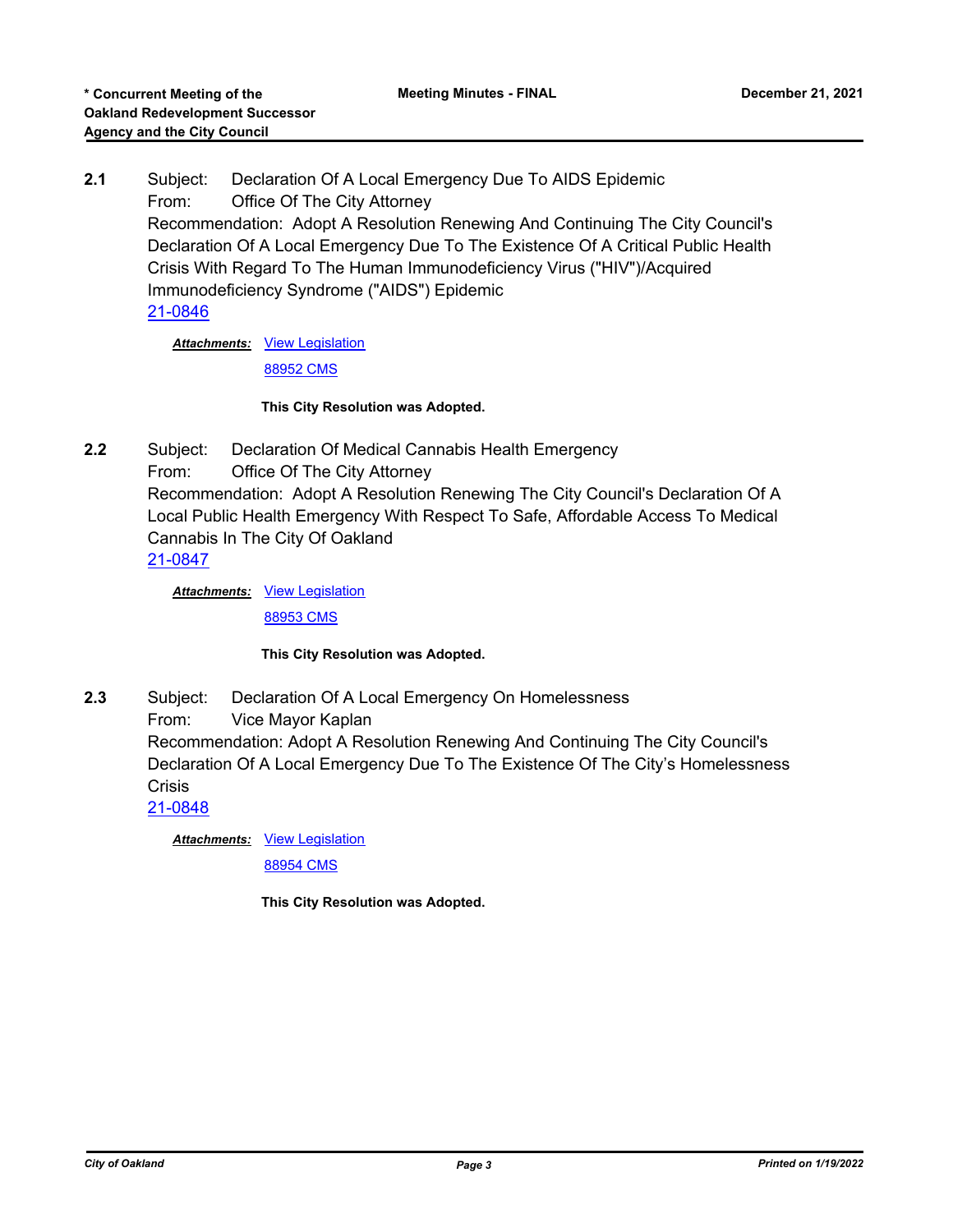**2.1** Subject: Declaration Of A Local Emergency Due To AIDS Epidemic
From: Office Of The City Attorney
Recommendation: Adopt A Resolution Renewing And Continuing The City Council's Declaration Of A Local Emergency Due To The Existence Of A Critical Public Health Crisis With Regard To The Human Immunodeficiency Virus ("HIV")/Acquired Immunodeficiency Syndrome ("AIDS") Epidemic
21-0846

***Attachments:*** View Legislation
88952 CMS

**This City Resolution was Adopted.**

**2.2** Subject: Declaration Of Medical Cannabis Health Emergency
From: Office Of The City Attorney
Recommendation: Adopt A Resolution Renewing The City Council's Declaration Of A Local Public Health Emergency With Respect To Safe, Affordable Access To Medical Cannabis In The City Of Oakland
21-0847

***Attachments:*** View Legislation
88953 CMS

**This City Resolution was Adopted.**

**2.3** Subject: Declaration Of A Local Emergency On Homelessness
From: Vice Mayor Kaplan
Recommendation: Adopt A Resolution Renewing And Continuing The City Council's Declaration Of A Local Emergency Due To The Existence Of The City's Homelessness Crisis
21-0848

***Attachments:*** View Legislation
88954 CMS

**This City Resolution was Adopted.**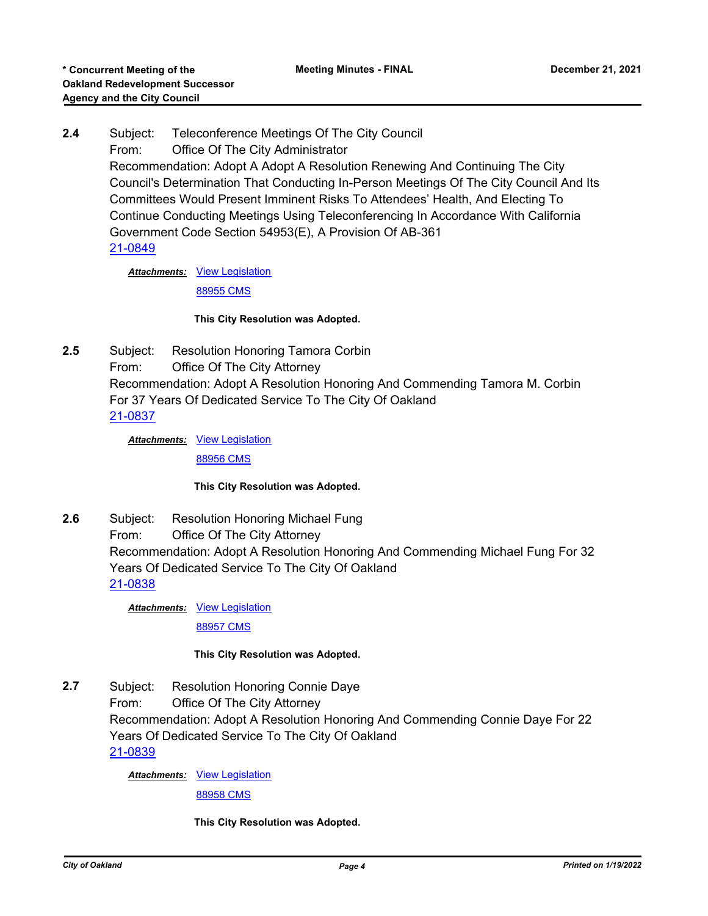**2.4** Subject: Teleconference Meetings Of The City Council
From: Office Of The City Administrator
Recommendation: Adopt A Adopt A Resolution Renewing And Continuing The City Council's Determination That Conducting In-Person Meetings Of The City Council And Its Committees Would Present Imminent Risks To Attendees' Health, And Electing To Continue Conducting Meetings Using Teleconferencing In Accordance With California Government Code Section 54953(E), A Provision Of AB-361
21-0849

***Attachments:*** View Legislation
88955 CMS

**This City Resolution was Adopted.**

**2.5** Subject: Resolution Honoring Tamora Corbin
From: Office Of The City Attorney
Recommendation: Adopt A Resolution Honoring And Commending Tamora M. Corbin For 37 Years Of Dedicated Service To The City Of Oakland
21-0837

***Attachments:*** View Legislation
88956 CMS

**This City Resolution was Adopted.**

**2.6** Subject: Resolution Honoring Michael Fung
From: Office Of The City Attorney
Recommendation: Adopt A Resolution Honoring And Commending Michael Fung For 32 Years Of Dedicated Service To The City Of Oakland
21-0838

***Attachments:*** View Legislation
88957 CMS

**This City Resolution was Adopted.**

**2.7** Subject: Resolution Honoring Connie Daye
From: Office Of The City Attorney
Recommendation: Adopt A Resolution Honoring And Commending Connie Daye For 22 Years Of Dedicated Service To The City Of Oakland
21-0839

***Attachments:*** View Legislation
88958 CMS

**This City Resolution was Adopted.**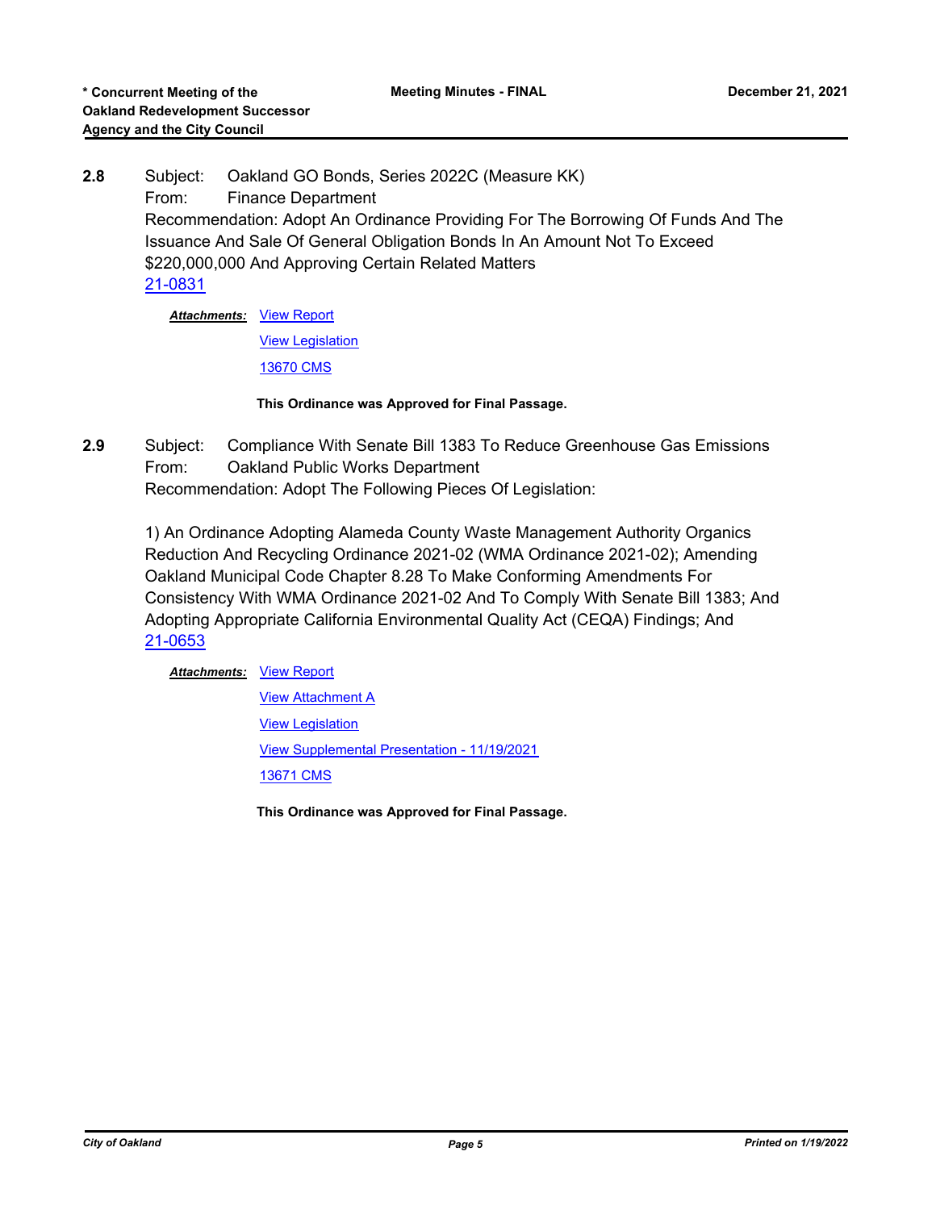**2.8** Subject: Oakland GO Bonds, Series 2022C (Measure KK)
From: Finance Department
Recommendation: Adopt An Ordinance Providing For The Borrowing Of Funds And The Issuance And Sale Of General Obligation Bonds In An Amount Not To Exceed $220,000,000 And Approving Certain Related Matters
21-0831

***Attachments:*** View Report
View Legislation
13670 CMS

**This Ordinance was Approved for Final Passage.**

**2.9** Subject: Compliance With Senate Bill 1383 To Reduce Greenhouse Gas Emissions
From: Oakland Public Works Department
Recommendation: Adopt The Following Pieces Of Legislation:

1) An Ordinance Adopting Alameda County Waste Management Authority Organics Reduction And Recycling Ordinance 2021-02 (WMA Ordinance 2021-02); Amending Oakland Municipal Code Chapter 8.28 To Make Conforming Amendments For Consistency With WMA Ordinance 2021-02 And To Comply With Senate Bill 1383; And Adopting Appropriate California Environmental Quality Act (CEQA) Findings; And
21-0653

***Attachments:*** View Report
View Attachment A
View Legislation
View Supplemental Presentation - 11/19/2021
13671 CMS

**This Ordinance was Approved for Final Passage.**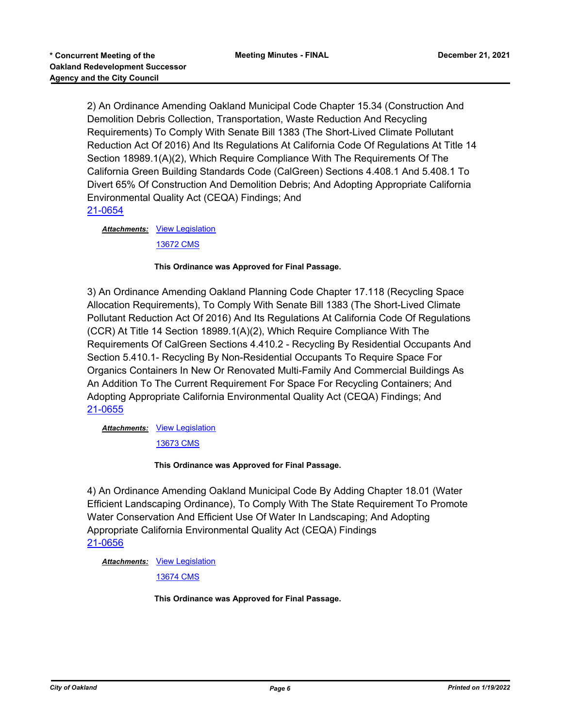2) An Ordinance Amending Oakland Municipal Code Chapter 15.34 (Construction And Demolition Debris Collection, Transportation, Waste Reduction And Recycling Requirements) To Comply With Senate Bill 1383 (The Short-Lived Climate Pollutant Reduction Act Of 2016) And Its Regulations At California Code Of Regulations At Title 14 Section 18989.1(A)(2), Which Require Compliance With The Requirements Of The California Green Building Standards Code (CalGreen) Sections 4.408.1 And 5.408.1 To Divert 65% Of Construction And Demolition Debris; And Adopting Appropriate California Environmental Quality Act (CEQA) Findings; And
21-0654

***Attachments:*** View Legislation
13672 CMS

**This Ordinance was Approved for Final Passage.**

3) An Ordinance Amending Oakland Planning Code Chapter 17.118 (Recycling Space Allocation Requirements), To Comply With Senate Bill 1383 (The Short-Lived Climate Pollutant Reduction Act Of 2016) And Its Regulations At California Code Of Regulations (CCR) At Title 14 Section 18989.1(A)(2), Which Require Compliance With The Requirements Of CalGreen Sections 4.410.2 - Recycling By Residential Occupants And Section 5.410.1- Recycling By Non-Residential Occupants To Require Space For Organics Containers In New Or Renovated Multi-Family And Commercial Buildings As An Addition To The Current Requirement For Space For Recycling Containers; And Adopting Appropriate California Environmental Quality Act (CEQA) Findings; And
21-0655

***Attachments:*** View Legislation
13673 CMS

**This Ordinance was Approved for Final Passage.**

4) An Ordinance Amending Oakland Municipal Code By Adding Chapter 18.01 (Water Efficient Landscaping Ordinance), To Comply With The State Requirement To Promote Water Conservation And Efficient Use Of Water In Landscaping; And Adopting Appropriate California Environmental Quality Act (CEQA) Findings
21-0656

***Attachments:*** View Legislation
13674 CMS

**This Ordinance was Approved for Final Passage.**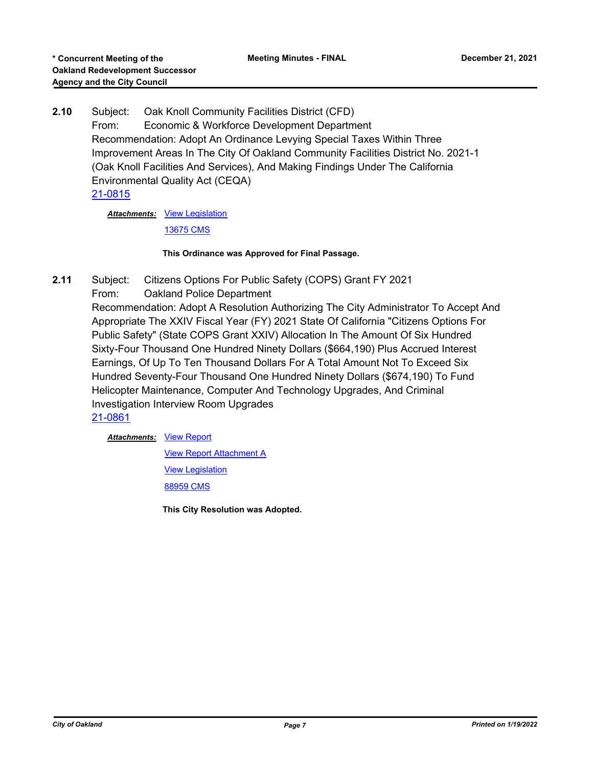**2.10** Subject: Oak Knoll Community Facilities District (CFD)
From: Economic & Workforce Development Department
Recommendation: Adopt An Ordinance Levying Special Taxes Within Three Improvement Areas In The City Of Oakland Community Facilities District No. 2021-1 (Oak Knoll Facilities And Services), And Making Findings Under The California Environmental Quality Act (CEQA)
21-0815

***Attachments:*** View Legislation
13675 CMS

**This Ordinance was Approved for Final Passage.**

**2.11** Subject: Citizens Options For Public Safety (COPS) Grant FY 2021
From: Oakland Police Department
Recommendation: Adopt A Resolution Authorizing The City Administrator To Accept And Appropriate The XXIV Fiscal Year (FY) 2021 State Of California "Citizens Options For Public Safety" (State COPS Grant XXIV) Allocation In The Amount Of Six Hundred Sixty-Four Thousand One Hundred Ninety Dollars ($664,190) Plus Accrued Interest Earnings, Of Up To Ten Thousand Dollars For A Total Amount Not To Exceed Six Hundred Seventy-Four Thousand One Hundred Ninety Dollars ($674,190) To Fund Helicopter Maintenance, Computer And Technology Upgrades, And Criminal Investigation Interview Room Upgrades
21-0861

***Attachments:*** View Report
View Report Attachment A
View Legislation
88959 CMS

**This City Resolution was Adopted.**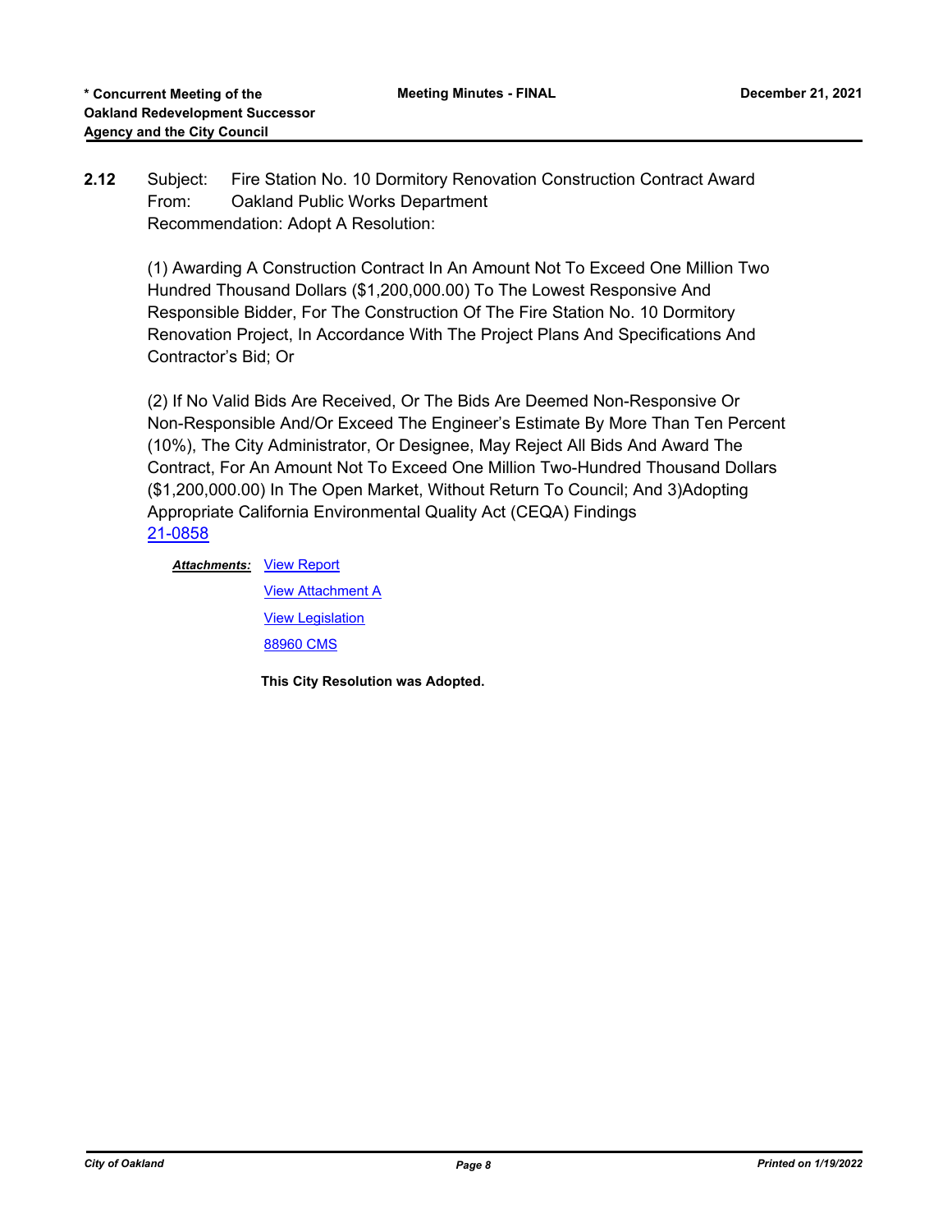**2.12** Subject: Fire Station No. 10 Dormitory Renovation Construction Contract Award
From: Oakland Public Works Department
Recommendation: Adopt A Resolution:

(1) Awarding A Construction Contract In An Amount Not To Exceed One Million Two Hundred Thousand Dollars ($1,200,000.00) To The Lowest Responsive And Responsible Bidder, For The Construction Of The Fire Station No. 10 Dormitory Renovation Project, In Accordance With The Project Plans And Specifications And Contractor's Bid; Or

(2) If No Valid Bids Are Received, Or The Bids Are Deemed Non-Responsive Or Non-Responsible And/Or Exceed The Engineer's Estimate By More Than Ten Percent (10%), The City Administrator, Or Designee, May Reject All Bids And Award The Contract, For An Amount Not To Exceed One Million Two-Hundred Thousand Dollars ($1,200,000.00) In The Open Market, Without Return To Council; And 3)Adopting Appropriate California Environmental Quality Act (CEQA) Findings
21-0858

***Attachments:*** View Report
View Attachment A
View Legislation
88960 CMS

**This City Resolution was Adopted.**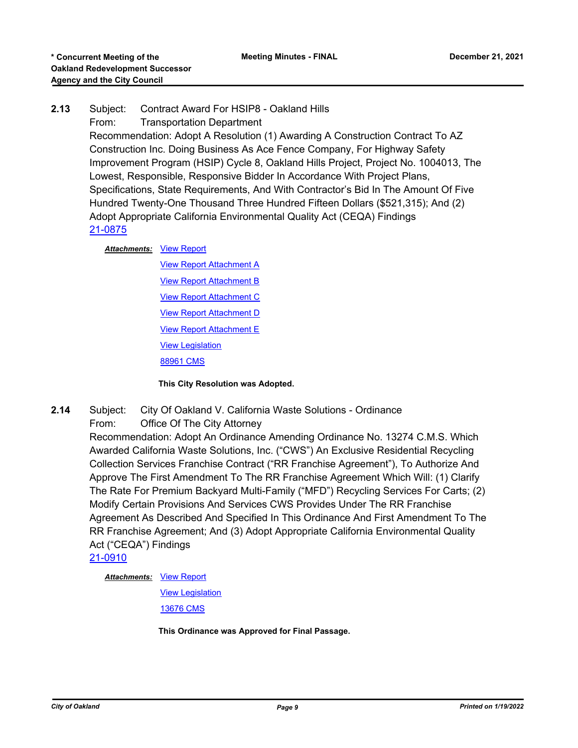**2.13** Subject: Contract Award For HSIP8 - Oakland Hills

From: Transportation Department

Recommendation: Adopt A Resolution (1) Awarding A Construction Contract To AZ Construction Inc. Doing Business As Ace Fence Company, For Highway Safety Improvement Program (HSIP) Cycle 8, Oakland Hills Project, Project No. 1004013, The Lowest, Responsible, Responsive Bidder In Accordance With Project Plans, Specifications, State Requirements, And With Contractor's Bid In The Amount Of Five Hundred Twenty-One Thousand Three Hundred Fifteen Dollars ($521,315); And (2) Adopt Appropriate California Environmental Quality Act (CEQA) Findings

21-0875

***Attachments:*** View Report

View Report Attachment A

View Report Attachment B

View Report Attachment C

View Report Attachment D

View Report Attachment E

View Legislation

88961 CMS

**This City Resolution was Adopted.**

**2.14** Subject: City Of Oakland V. California Waste Solutions - Ordinance

From: Office Of The City Attorney

Recommendation: Adopt An Ordinance Amending Ordinance No. 13274 C.M.S. Which Awarded California Waste Solutions, Inc. ("CWS") An Exclusive Residential Recycling Collection Services Franchise Contract ("RR Franchise Agreement"), To Authorize And Approve The First Amendment To The RR Franchise Agreement Which Will: (1) Clarify The Rate For Premium Backyard Multi-Family ("MFD") Recycling Services For Carts; (2) Modify Certain Provisions And Services CWS Provides Under The RR Franchise Agreement As Described And Specified In This Ordinance And First Amendment To The RR Franchise Agreement; And (3) Adopt Appropriate California Environmental Quality Act ("CEQA") Findings

21-0910

***Attachments:*** View Report

View Legislation

13676 CMS

**This Ordinance was Approved for Final Passage.**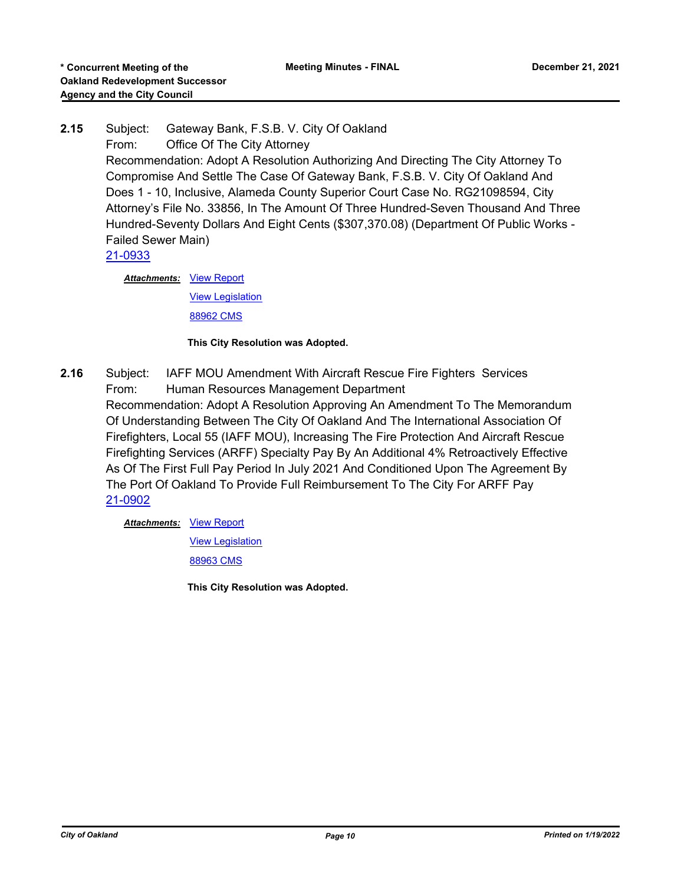**2.15** Subject: Gateway Bank, F.S.B. V. City Of Oakland

From: Office Of The City Attorney

Recommendation: Adopt A Resolution Authorizing And Directing The City Attorney To Compromise And Settle The Case Of Gateway Bank, F.S.B. V. City Of Oakland And Does 1 - 10, Inclusive, Alameda County Superior Court Case No. RG21098594, City Attorney's File No. 33856, In The Amount Of Three Hundred-Seven Thousand And Three Hundred-Seventy Dollars And Eight Cents ($307,370.08) (Department Of Public Works - Failed Sewer Main)

21-0933

***Attachments:*** View Report

View Legislation

88962 CMS

**This City Resolution was Adopted.**

**2.16** Subject: IAFF MOU Amendment With Aircraft Rescue Fire Fighters Services

From: Human Resources Management Department

Recommendation: Adopt A Resolution Approving An Amendment To The Memorandum Of Understanding Between The City Of Oakland And The International Association Of Firefighters, Local 55 (IAFF MOU), Increasing The Fire Protection And Aircraft Rescue Firefighting Services (ARFF) Specialty Pay By An Additional 4% Retroactively Effective As Of The First Full Pay Period In July 2021 And Conditioned Upon The Agreement By The Port Of Oakland To Provide Full Reimbursement To The City For ARFF Pay

21-0902

***Attachments:*** View Report

View Legislation

88963 CMS

**This City Resolution was Adopted.**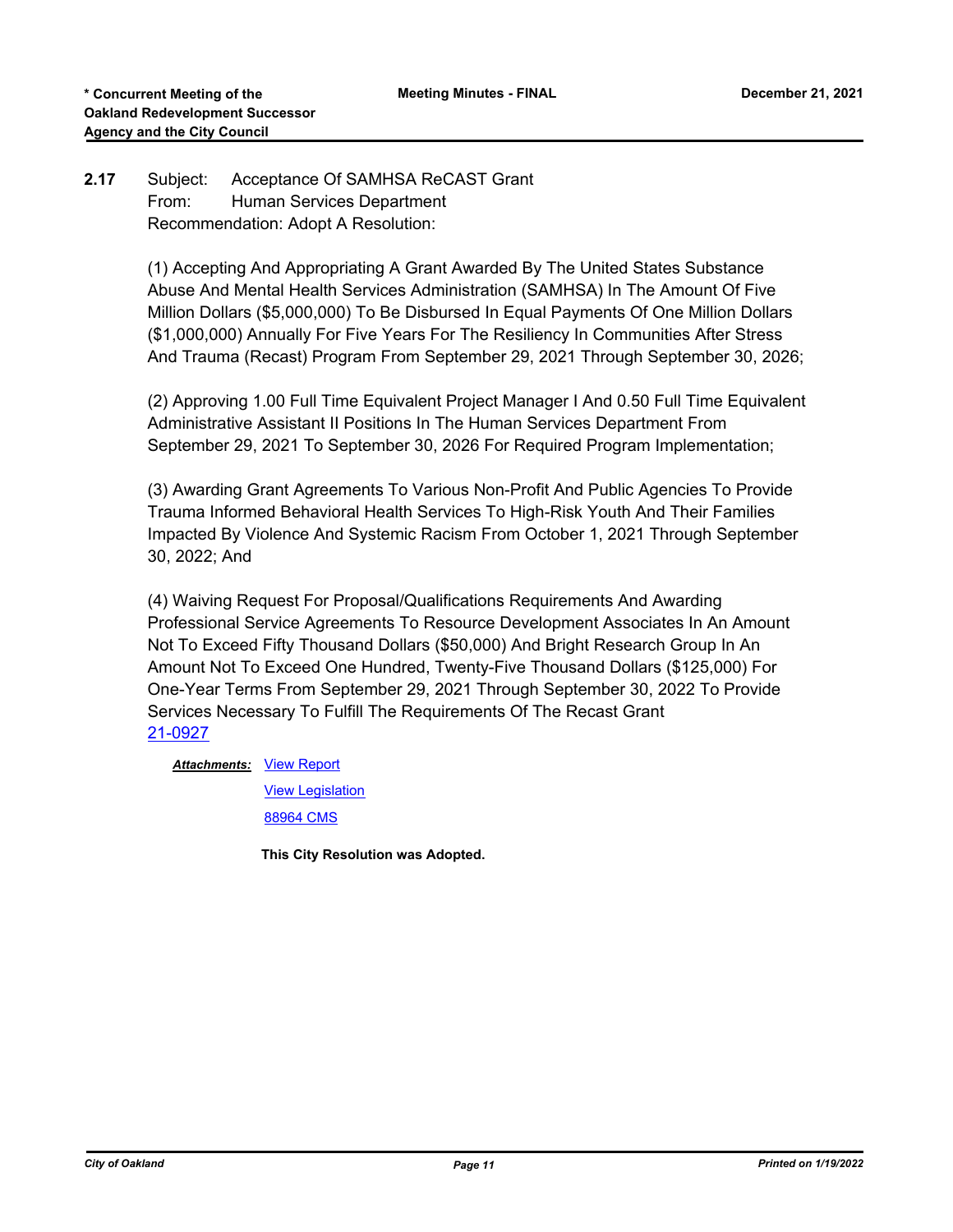**2.17** Subject: Acceptance Of SAMHSA ReCAST Grant
From: Human Services Department
Recommendation: Adopt A Resolution:

(1) Accepting And Appropriating A Grant Awarded By The United States Substance Abuse And Mental Health Services Administration (SAMHSA) In The Amount Of Five Million Dollars ($5,000,000) To Be Disbursed In Equal Payments Of One Million Dollars ($1,000,000) Annually For Five Years For The Resiliency In Communities After Stress And Trauma (Recast) Program From September 29, 2021 Through September 30, 2026;

(2) Approving 1.00 Full Time Equivalent Project Manager I And 0.50 Full Time Equivalent Administrative Assistant II Positions In The Human Services Department From September 29, 2021 To September 30, 2026 For Required Program Implementation;

(3) Awarding Grant Agreements To Various Non-Profit And Public Agencies To Provide Trauma Informed Behavioral Health Services To High-Risk Youth And Their Families Impacted By Violence And Systemic Racism From October 1, 2021 Through September 30, 2022; And

(4) Waiving Request For Proposal/Qualifications Requirements And Awarding Professional Service Agreements To Resource Development Associates In An Amount Not To Exceed Fifty Thousand Dollars ($50,000) And Bright Research Group In An Amount Not To Exceed One Hundred, Twenty-Five Thousand Dollars ($125,000) For One-Year Terms From September 29, 2021 Through September 30, 2022 To Provide Services Necessary To Fulfill The Requirements Of The Recast Grant
21-0927

***Attachments:*** View Report
View Legislation
88964 CMS

**This City Resolution was Adopted.**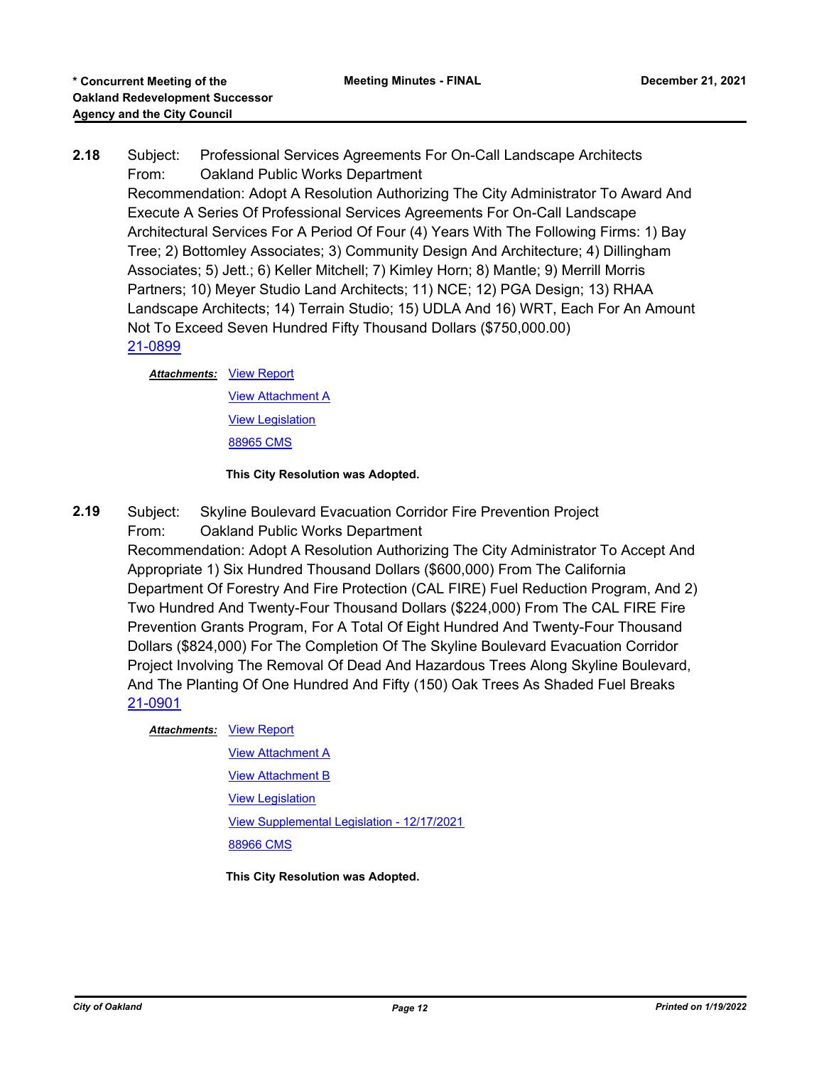**2.18** Subject: Professional Services Agreements For On-Call Landscape Architects
From: Oakland Public Works Department
Recommendation: Adopt A Resolution Authorizing The City Administrator To Award And Execute A Series Of Professional Services Agreements For On-Call Landscape Architectural Services For A Period Of Four (4) Years With The Following Firms: 1) Bay Tree; 2) Bottomley Associates; 3) Community Design And Architecture; 4) Dillingham Associates; 5) Jett.; 6) Keller Mitchell; 7) Kimley Horn; 8) Mantle; 9) Merrill Morris Partners; 10) Meyer Studio Land Architects; 11) NCE; 12) PGA Design; 13) RHAA Landscape Architects; 14) Terrain Studio; 15) UDLA And 16) WRT, Each For An Amount Not To Exceed Seven Hundred Fifty Thousand Dollars ($750,000.00)
21-0899

***Attachments:*** View Report
View Attachment A
View Legislation
88965 CMS

**This City Resolution was Adopted.**

**2.19** Subject: Skyline Boulevard Evacuation Corridor Fire Prevention Project
From: Oakland Public Works Department
Recommendation: Adopt A Resolution Authorizing The City Administrator To Accept And Appropriate 1) Six Hundred Thousand Dollars ($600,000) From The California Department Of Forestry And Fire Protection (CAL FIRE) Fuel Reduction Program, And 2) Two Hundred And Twenty-Four Thousand Dollars ($224,000) From The CAL FIRE Fire Prevention Grants Program, For A Total Of Eight Hundred And Twenty-Four Thousand Dollars ($824,000) For The Completion Of The Skyline Boulevard Evacuation Corridor Project Involving The Removal Of Dead And Hazardous Trees Along Skyline Boulevard, And The Planting Of One Hundred And Fifty (150) Oak Trees As Shaded Fuel Breaks
21-0901

***Attachments:*** View Report
View Attachment A
View Attachment B
View Legislation
View Supplemental Legislation - 12/17/2021
88966 CMS

**This City Resolution was Adopted.**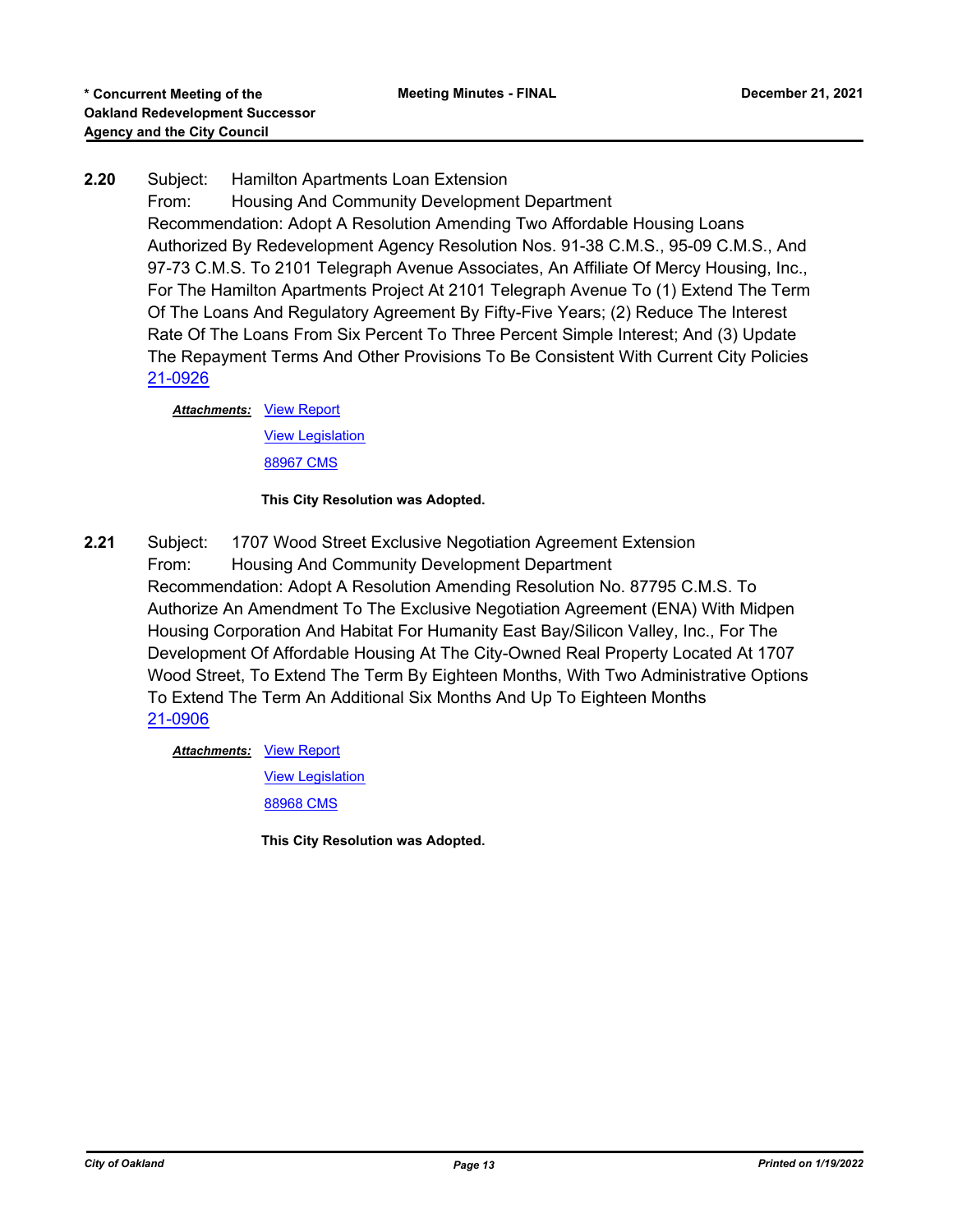**2.20** Subject: Hamilton Apartments Loan Extension

From: Housing And Community Development Department

Recommendation: Adopt A Resolution Amending Two Affordable Housing Loans Authorized By Redevelopment Agency Resolution Nos. 91-38 C.M.S., 95-09 C.M.S., And 97-73 C.M.S. To 2101 Telegraph Avenue Associates, An Affiliate Of Mercy Housing, Inc., For The Hamilton Apartments Project At 2101 Telegraph Avenue To (1) Extend The Term Of The Loans And Regulatory Agreement By Fifty-Five Years; (2) Reduce The Interest Rate Of The Loans From Six Percent To Three Percent Simple Interest; And (3) Update The Repayment Terms And Other Provisions To Be Consistent With Current City Policies

21-0926

***Attachments:*** View Report

View Legislation

88967 CMS

**This City Resolution was Adopted.**

**2.21** Subject: 1707 Wood Street Exclusive Negotiation Agreement Extension

From: Housing And Community Development Department

Recommendation: Adopt A Resolution Amending Resolution No. 87795 C.M.S. To Authorize An Amendment To The Exclusive Negotiation Agreement (ENA) With Midpen Housing Corporation And Habitat For Humanity East Bay/Silicon Valley, Inc., For The Development Of Affordable Housing At The City-Owned Real Property Located At 1707 Wood Street, To Extend The Term By Eighteen Months, With Two Administrative Options To Extend The Term An Additional Six Months And Up To Eighteen Months

21-0906

***Attachments:*** View Report

View Legislation

88968 CMS

**This City Resolution was Adopted.**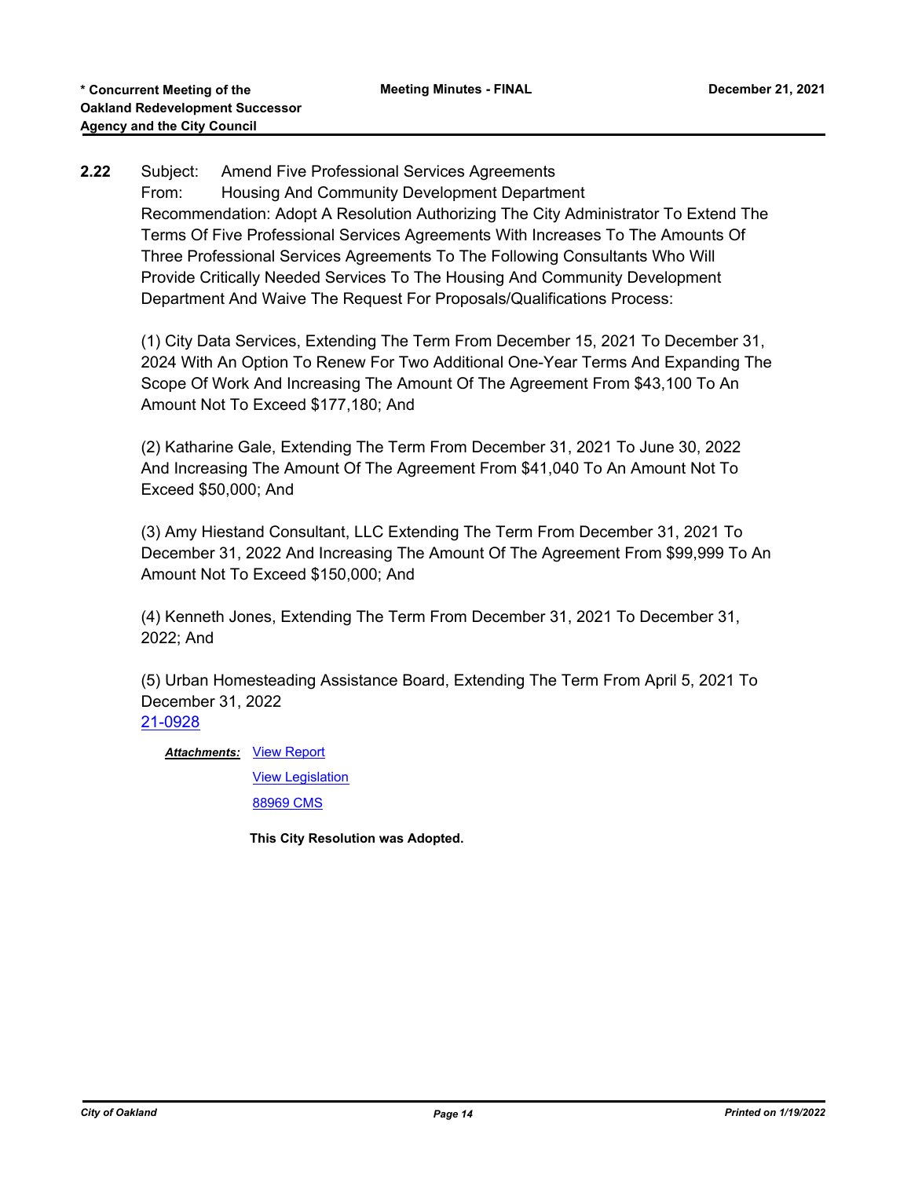**2.22** Subject: Amend Five Professional Services Agreements
From: Housing And Community Development Department
Recommendation: Adopt A Resolution Authorizing The City Administrator To Extend The Terms Of Five Professional Services Agreements With Increases To The Amounts Of Three Professional Services Agreements To The Following Consultants Who Will Provide Critically Needed Services To The Housing And Community Development Department And Waive The Request For Proposals/Qualifications Process:

(1) City Data Services, Extending The Term From December 15, 2021 To December 31, 2024 With An Option To Renew For Two Additional One-Year Terms And Expanding The Scope Of Work And Increasing The Amount Of The Agreement From $43,100 To An Amount Not To Exceed $177,180; And

(2) Katharine Gale, Extending The Term From December 31, 2021 To June 30, 2022 And Increasing The Amount Of The Agreement From $41,040 To An Amount Not To Exceed $50,000; And

(3) Amy Hiestand Consultant, LLC Extending The Term From December 31, 2021 To December 31, 2022 And Increasing The Amount Of The Agreement From $99,999 To An Amount Not To Exceed $150,000; And

(4) Kenneth Jones, Extending The Term From December 31, 2021 To December 31, 2022; And

(5) Urban Homesteading Assistance Board, Extending The Term From April 5, 2021 To December 31, 2022
21-0928

***Attachments:*** View Report
View Legislation
88969 CMS

**This City Resolution was Adopted.**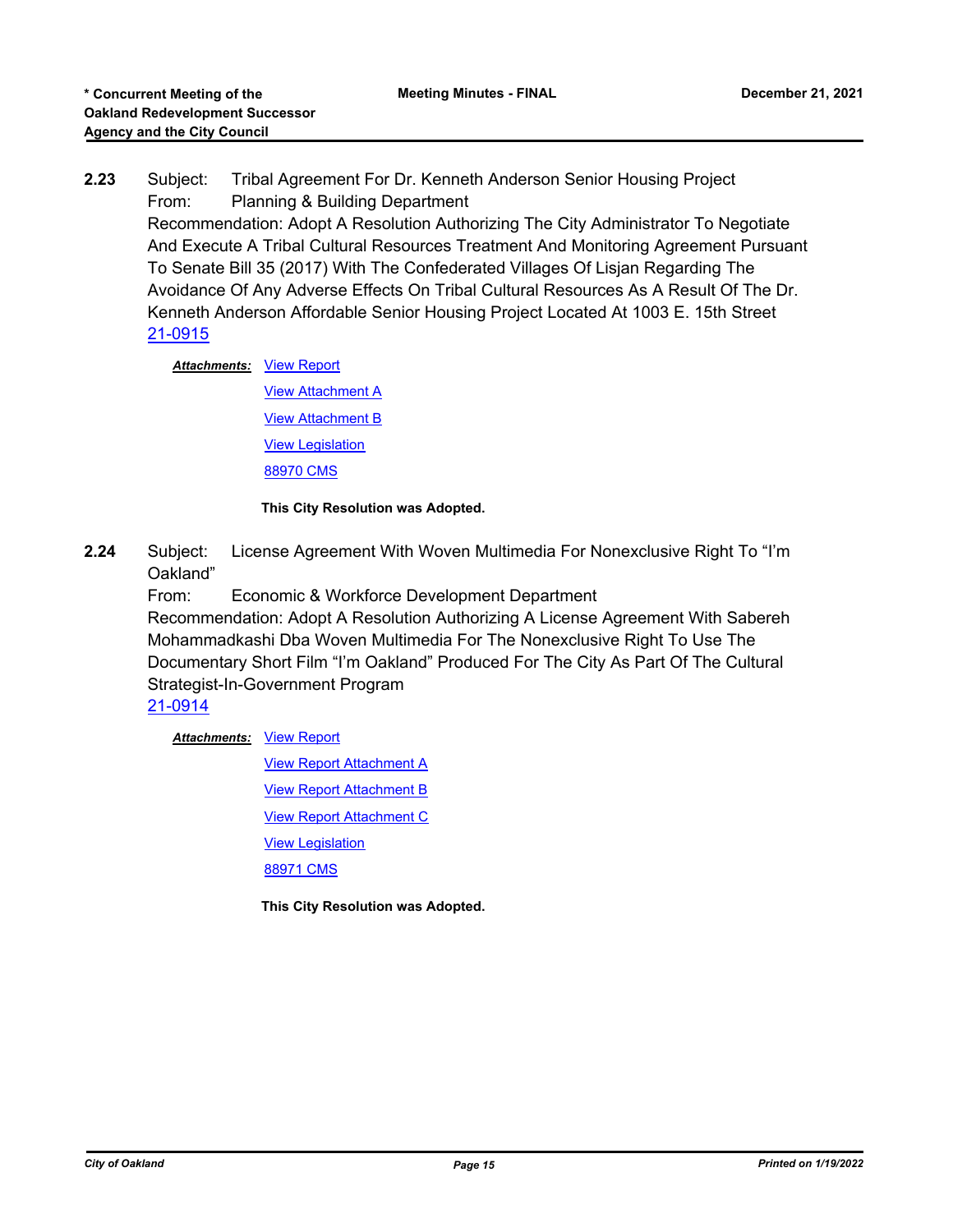**2.23** Subject: Tribal Agreement For Dr. Kenneth Anderson Senior Housing Project
From: Planning & Building Department
Recommendation: Adopt A Resolution Authorizing The City Administrator To Negotiate And Execute A Tribal Cultural Resources Treatment And Monitoring Agreement Pursuant To Senate Bill 35 (2017) With The Confederated Villages Of Lisjan Regarding The Avoidance Of Any Adverse Effects On Tribal Cultural Resources As A Result Of The Dr. Kenneth Anderson Affordable Senior Housing Project Located At 1003 E. 15th Street
21-0915

***Attachments:*** View Report
View Attachment A
View Attachment B
View Legislation
88970 CMS

**This City Resolution was Adopted.**

**2.24** Subject: License Agreement With Woven Multimedia For Nonexclusive Right To "I'm Oakland"
From: Economic & Workforce Development Department
Recommendation: Adopt A Resolution Authorizing A License Agreement With Sabereh Mohammadkashi Dba Woven Multimedia For The Nonexclusive Right To Use The Documentary Short Film "I'm Oakland" Produced For The City As Part Of The Cultural Strategist-In-Government Program
21-0914

***Attachments:*** View Report
View Report Attachment A
View Report Attachment B
View Report Attachment C
View Legislation
88971 CMS

**This City Resolution was Adopted.**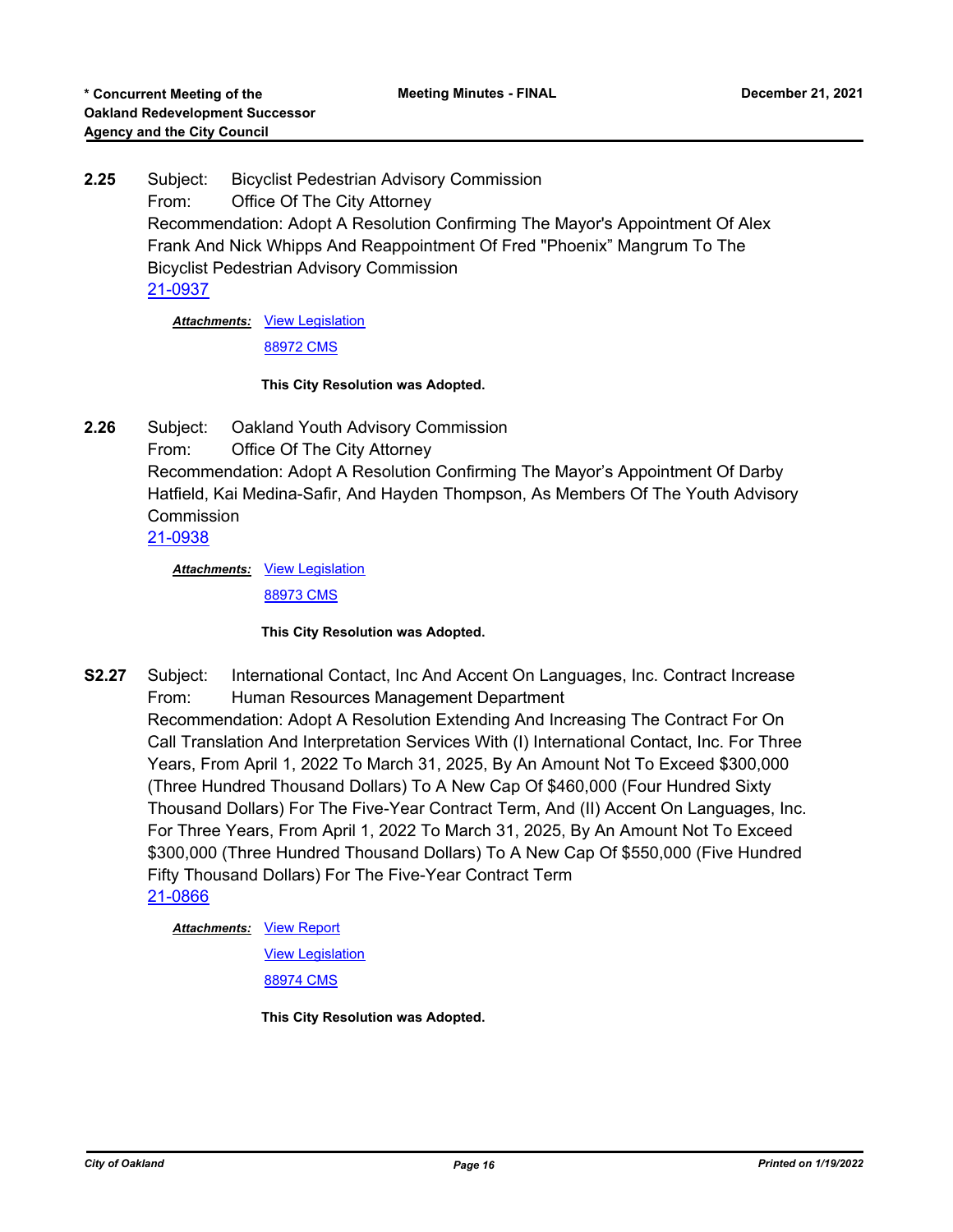**2.25** Subject: Bicyclist Pedestrian Advisory Commission
From: Office Of The City Attorney
Recommendation: Adopt A Resolution Confirming The Mayor's Appointment Of Alex Frank And Nick Whipps And Reappointment Of Fred "Phoenix" Mangrum To The Bicyclist Pedestrian Advisory Commission
21-0937

***Attachments:*** View Legislation
88972 CMS

**This City Resolution was Adopted.**

**2.26** Subject: Oakland Youth Advisory Commission
From: Office Of The City Attorney
Recommendation: Adopt A Resolution Confirming The Mayor's Appointment Of Darby Hatfield, Kai Medina-Safir, And Hayden Thompson, As Members Of The Youth Advisory Commission
21-0938

***Attachments:*** View Legislation
88973 CMS

**This City Resolution was Adopted.**

**S2.27** Subject: International Contact, Inc And Accent On Languages, Inc. Contract Increase
From: Human Resources Management Department
Recommendation: Adopt A Resolution Extending And Increasing The Contract For On Call Translation And Interpretation Services With (I) International Contact, Inc. For Three Years, From April 1, 2022 To March 31, 2025, By An Amount Not To Exceed $300,000 (Three Hundred Thousand Dollars) To A New Cap Of $460,000 (Four Hundred Sixty Thousand Dollars) For The Five-Year Contract Term, And (II) Accent On Languages, Inc. For Three Years, From April 1, 2022 To March 31, 2025, By An Amount Not To Exceed $300,000 (Three Hundred Thousand Dollars) To A New Cap Of $550,000 (Five Hundred Fifty Thousand Dollars) For The Five-Year Contract Term
21-0866

***Attachments:*** View Report
View Legislation
88974 CMS

**This City Resolution was Adopted.**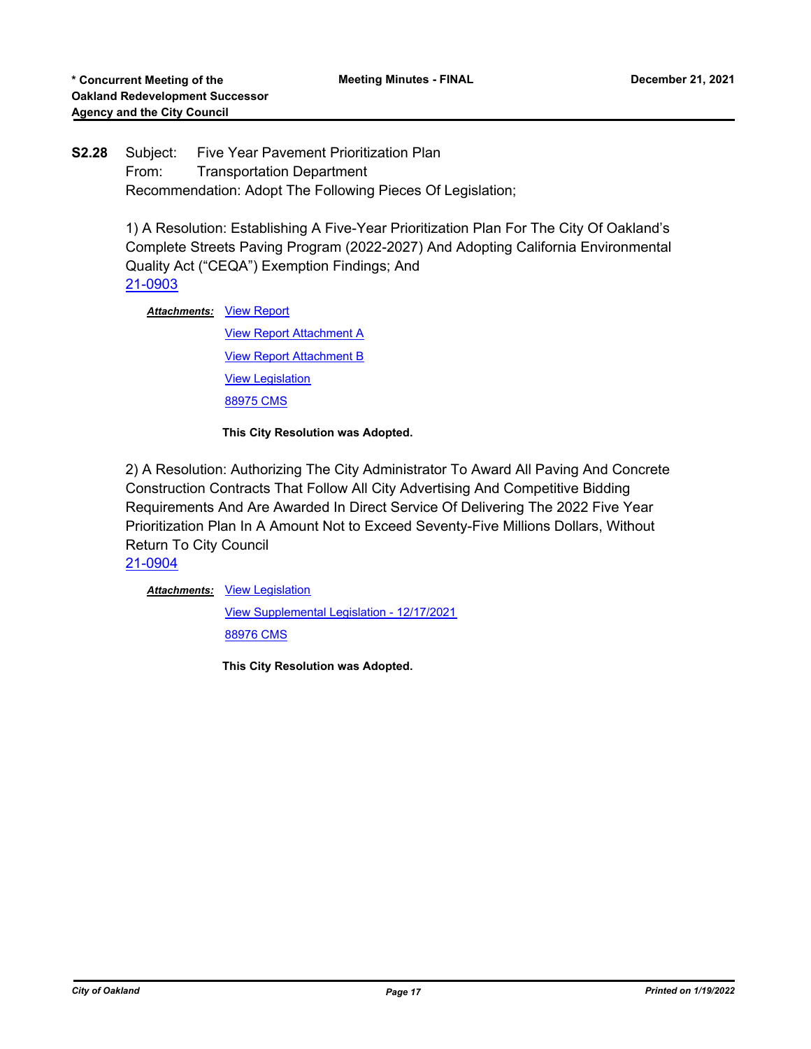**S2.28** Subject: Five Year Pavement Prioritization Plan
From: Transportation Department
Recommendation: Adopt The Following Pieces Of Legislation;

1) A Resolution: Establishing A Five-Year Prioritization Plan For The City Of Oakland's Complete Streets Paving Program (2022-2027) And Adopting California Environmental Quality Act ("CEQA") Exemption Findings; And
21-0903

***Attachments:*** View Report
View Report Attachment A
View Report Attachment B
View Legislation
88975 CMS

**This City Resolution was Adopted.**

2) A Resolution: Authorizing The City Administrator To Award All Paving And Concrete Construction Contracts That Follow All City Advertising And Competitive Bidding Requirements And Are Awarded In Direct Service Of Delivering The 2022 Five Year Prioritization Plan In A Amount Not to Exceed Seventy-Five Millions Dollars, Without Return To City Council
21-0904

***Attachments:*** View Legislation
View Supplemental Legislation - 12/17/2021
88976 CMS

**This City Resolution was Adopted.**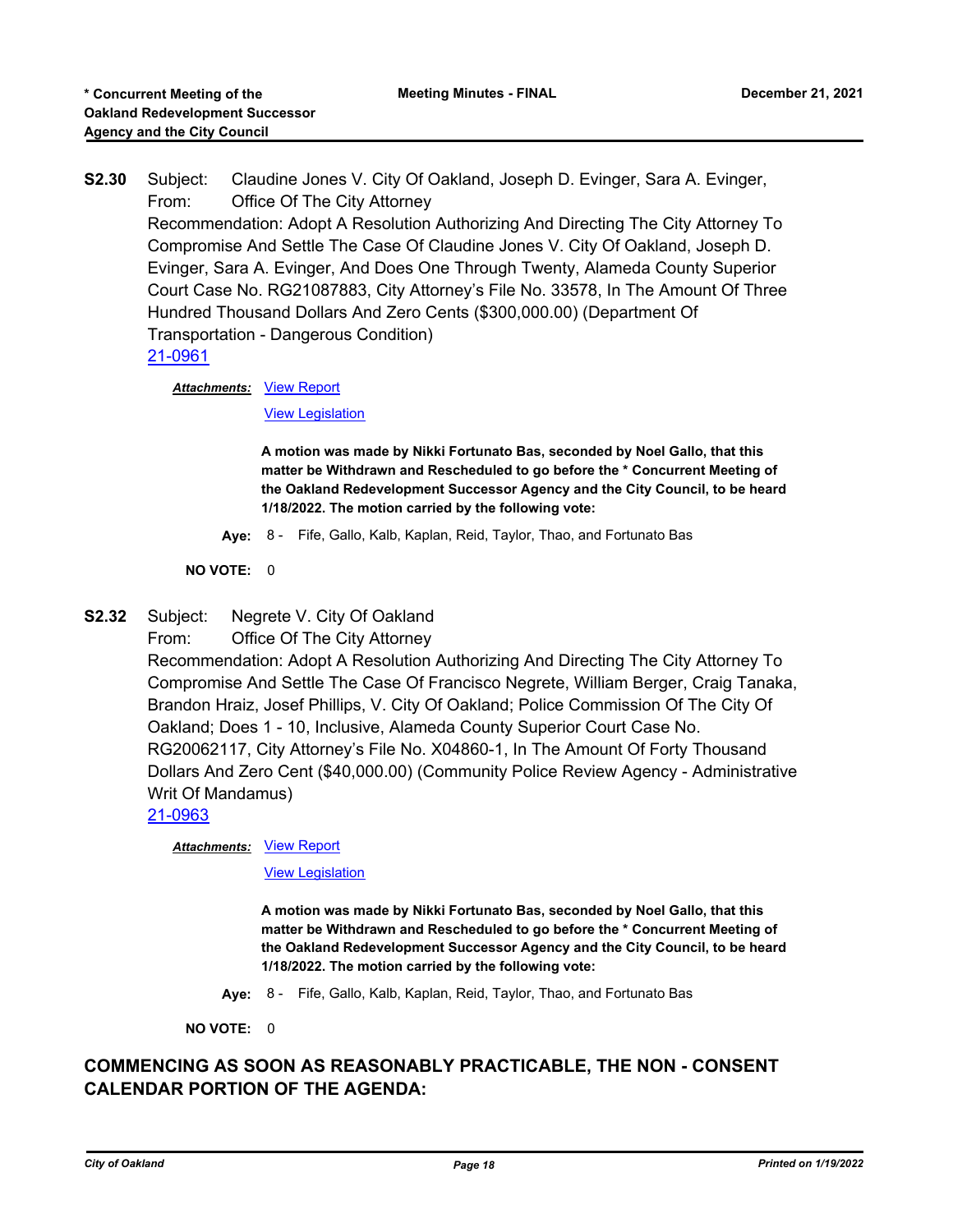**S2.30** Subject: Claudine Jones V. City Of Oakland, Joseph D. Evinger, Sara A. Evinger,
From: Office Of The City Attorney
Recommendation: Adopt A Resolution Authorizing And Directing The City Attorney To Compromise And Settle The Case Of Claudine Jones V. City Of Oakland, Joseph D. Evinger, Sara A. Evinger, And Does One Through Twenty, Alameda County Superior Court Case No. RG21087883, City Attorney's File No. 33578, In The Amount Of Three Hundred Thousand Dollars And Zero Cents ($300,000.00) (Department Of Transportation - Dangerous Condition)
[21-0961]

***Attachments:*** [View Report]
[View Legislation]

**A motion was made by Nikki Fortunato Bas, seconded by Noel Gallo, that this matter be Withdrawn and Rescheduled to go before the * Concurrent Meeting of the Oakland Redevelopment Successor Agency and the City Council, to be heard 1/18/2022. The motion carried by the following vote:**

**Aye:** 8 - Fife, Gallo, Kalb, Kaplan, Reid, Taylor, Thao, and Fortunato Bas

**NO VOTE:** 0

**S2.32** Subject: Negrete V. City Of Oakland
From: Office Of The City Attorney
Recommendation: Adopt A Resolution Authorizing And Directing The City Attorney To Compromise And Settle The Case Of Francisco Negrete, William Berger, Craig Tanaka, Brandon Hraiz, Josef Phillips, V. City Of Oakland; Police Commission Of The City Of Oakland; Does 1 - 10, Inclusive, Alameda County Superior Court Case No. RG20062117, City Attorney's File No. X04860-1, In The Amount Of Forty Thousand Dollars And Zero Cent ($40,000.00) (Community Police Review Agency - Administrative Writ Of Mandamus)
[21-0963]

***Attachments:*** [View Report]
[View Legislation]

**A motion was made by Nikki Fortunato Bas, seconded by Noel Gallo, that this matter be Withdrawn and Rescheduled to go before the * Concurrent Meeting of the Oakland Redevelopment Successor Agency and the City Council, to be heard 1/18/2022. The motion carried by the following vote:**

**Aye:** 8 - Fife, Gallo, Kalb, Kaplan, Reid, Taylor, Thao, and Fortunato Bas

**NO VOTE:** 0

## COMMENCING AS SOON AS REASONABLY PRACTICABLE, THE NON - CONSENT CALENDAR PORTION OF THE AGENDA: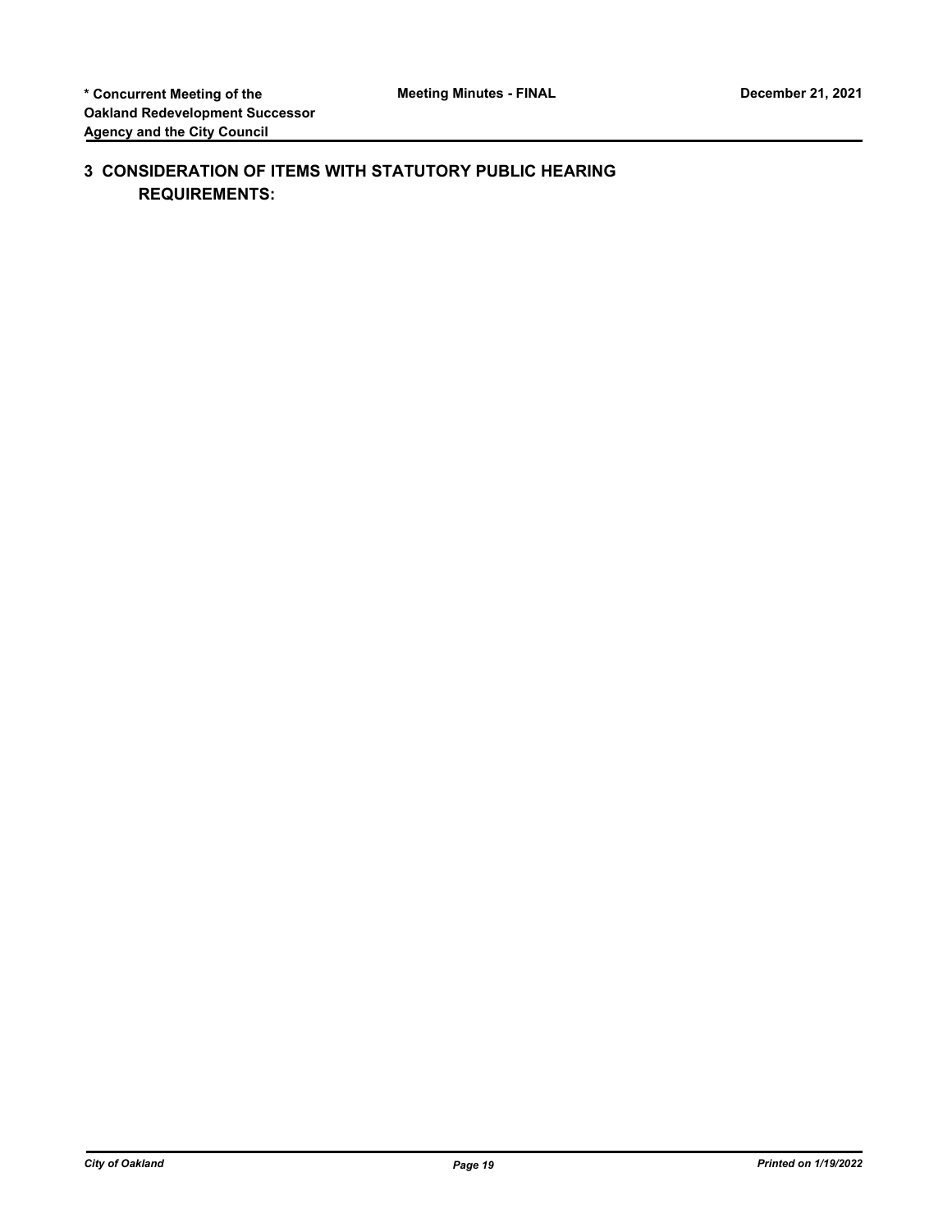## 3 CONSIDERATION OF ITEMS WITH STATUTORY PUBLIC HEARING REQUIREMENTS: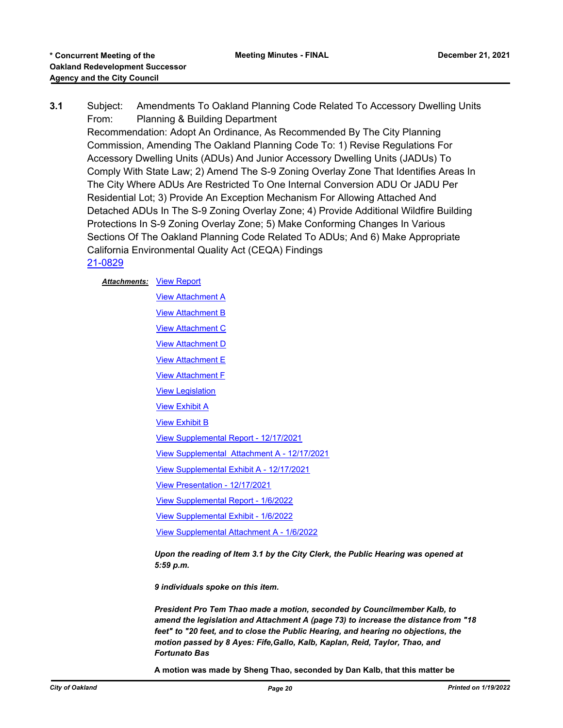**3.1** Subject: Amendments To Oakland Planning Code Related To Accessory Dwelling Units
From: Planning & Building Department
Recommendation: Adopt An Ordinance, As Recommended By The City Planning Commission, Amending The Oakland Planning Code To: 1) Revise Regulations For Accessory Dwelling Units (ADUs) And Junior Accessory Dwelling Units (JADUs) To Comply With State Law; 2) Amend The S-9 Zoning Overlay Zone That Identifies Areas In The City Where ADUs Are Restricted To One Internal Conversion ADU Or JADU Per Residential Lot; 3) Provide An Exception Mechanism For Allowing Attached And Detached ADUs In The S-9 Zoning Overlay Zone; 4) Provide Additional Wildfire Building Protections In S-9 Zoning Overlay Zone; 5) Make Conforming Changes In Various Sections Of The Oakland Planning Code Related To ADUs; And 6) Make Appropriate California Environmental Quality Act (CEQA) Findings
21-0829

***Attachments:*** View Report
View Attachment A
View Attachment B
View Attachment C
View Attachment D
View Attachment E
View Attachment F
View Legislation
View Exhibit A
View Exhibit B
View Supplemental Report - 12/17/2021
View Supplemental Attachment A - 12/17/2021
View Supplemental Exhibit A - 12/17/2021
View Presentation - 12/17/2021
View Supplemental Report - 1/6/2022
View Supplemental Exhibit - 1/6/2022
View Supplemental Attachment A - 1/6/2022

***Upon the reading of Item 3.1 by the City Clerk, the Public Hearing was opened at 5:59 p.m.***

***9 individuals spoke on this item.***

***President Pro Tem Thao made a motion, seconded by Councilmember Kalb, to amend the legislation and Attachment A (page 73) to increase the distance from "18 feet" to "20 feet, and to close the Public Hearing, and hearing no objections, the motion passed by 8 Ayes: Fife,Gallo, Kalb, Kaplan, Reid, Taylor, Thao, and Fortunato Bas***

**A motion was made by Sheng Thao, seconded by Dan Kalb, that this matter be**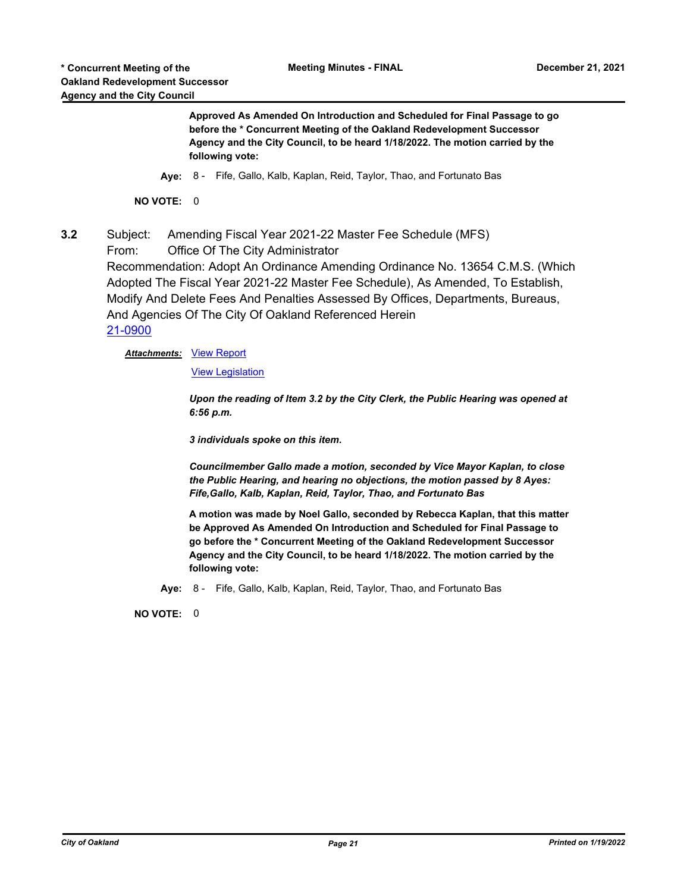**Approved As Amended On Introduction and Scheduled for Final Passage to go before the * Concurrent Meeting of the Oakland Redevelopment Successor Agency and the City Council, to be heard 1/18/2022. The motion carried by the following vote:**

**Aye:** 8 - Fife, Gallo, Kalb, Kaplan, Reid, Taylor, Thao, and Fortunato Bas

**NO VOTE:** 0

**3.2** Subject: Amending Fiscal Year 2021-22 Master Fee Schedule (MFS)
From: Office Of The City Administrator
Recommendation: Adopt An Ordinance Amending Ordinance No. 13654 C.M.S. (Which Adopted The Fiscal Year 2021-22 Master Fee Schedule), As Amended, To Establish, Modify And Delete Fees And Penalties Assessed By Offices, Departments, Bureaus, And Agencies Of The City Of Oakland Referenced Herein
21-0900

***Attachments:*** View Report

View Legislation

***Upon the reading of Item 3.2 by the City Clerk, the Public Hearing was opened at 6:56 p.m.***

***3 individuals spoke on this item.***

***Councilmember Gallo made a motion, seconded by Vice Mayor Kaplan, to close the Public Hearing, and hearing no objections, the motion passed by 8 Ayes: Fife,Gallo, Kalb, Kaplan, Reid, Taylor, Thao, and Fortunato Bas***

**A motion was made by Noel Gallo, seconded by Rebecca Kaplan, that this matter be Approved As Amended On Introduction and Scheduled for Final Passage to go before the * Concurrent Meeting of the Oakland Redevelopment Successor Agency and the City Council, to be heard 1/18/2022. The motion carried by the following vote:**

**Aye:** 8 - Fife, Gallo, Kalb, Kaplan, Reid, Taylor, Thao, and Fortunato Bas

**NO VOTE:** 0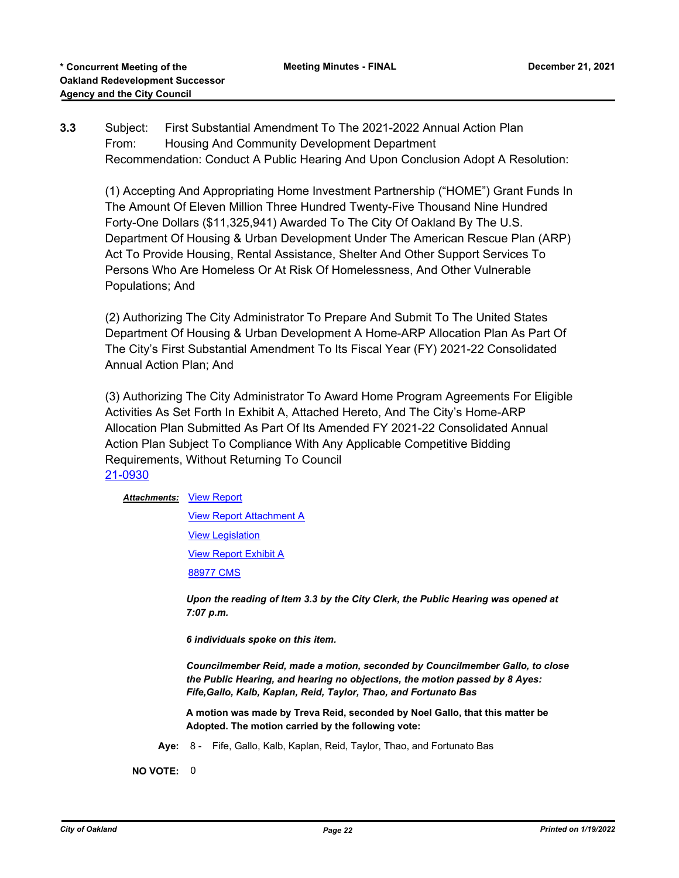**3.3** Subject: First Substantial Amendment To The 2021-2022 Annual Action Plan
From: Housing And Community Development Department
Recommendation: Conduct A Public Hearing And Upon Conclusion Adopt A Resolution:

(1) Accepting And Appropriating Home Investment Partnership ("HOME") Grant Funds In The Amount Of Eleven Million Three Hundred Twenty-Five Thousand Nine Hundred Forty-One Dollars ($11,325,941) Awarded To The City Of Oakland By The U.S. Department Of Housing & Urban Development Under The American Rescue Plan (ARP) Act To Provide Housing, Rental Assistance, Shelter And Other Support Services To Persons Who Are Homeless Or At Risk Of Homelessness, And Other Vulnerable Populations; And

(2) Authorizing The City Administrator To Prepare And Submit To The United States Department Of Housing & Urban Development A Home-ARP Allocation Plan As Part Of The City's First Substantial Amendment To Its Fiscal Year (FY) 2021-22 Consolidated Annual Action Plan; And

(3) Authorizing The City Administrator To Award Home Program Agreements For Eligible Activities As Set Forth In Exhibit A, Attached Hereto, And The City's Home-ARP Allocation Plan Submitted As Part Of Its Amended FY 2021-22 Consolidated Annual Action Plan Subject To Compliance With Any Applicable Competitive Bidding Requirements, Without Returning To Council
21-0930

***Attachments:*** View Report
View Report Attachment A
View Legislation
View Report Exhibit A
88977 CMS

***Upon the reading of Item 3.3 by the City Clerk, the Public Hearing was opened at 7:07 p.m.***

***6 individuals spoke on this item.***

***Councilmember Reid, made a motion, seconded by Councilmember Gallo, to close the Public Hearing, and hearing no objections, the motion passed by 8 Ayes: Fife,Gallo, Kalb, Kaplan, Reid, Taylor, Thao, and Fortunato Bas***

**A motion was made by Treva Reid, seconded by Noel Gallo, that this matter be Adopted. The motion carried by the following vote:**

**Aye:** 8 - Fife, Gallo, Kalb, Kaplan, Reid, Taylor, Thao, and Fortunato Bas

**NO VOTE:** 0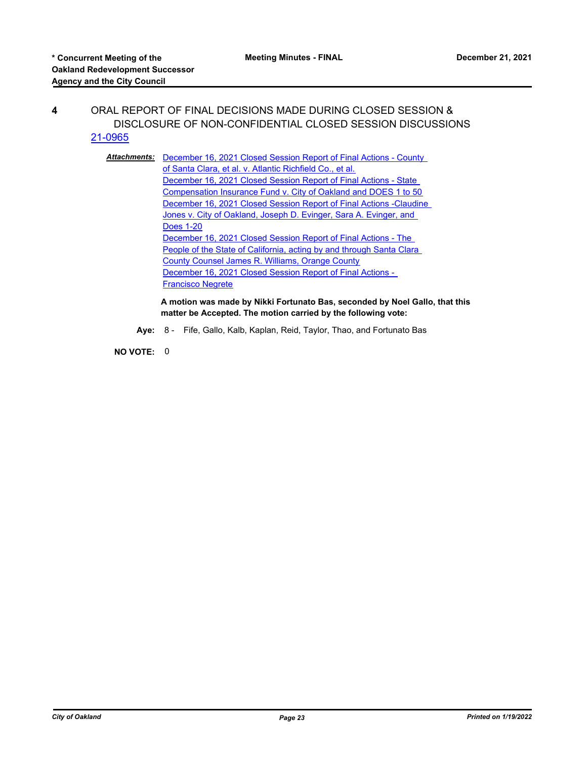**4** ORAL REPORT OF FINAL DECISIONS MADE DURING CLOSED SESSION & DISCLOSURE OF NON-CONFIDENTIAL CLOSED SESSION DISCUSSIONS

21-0965

***Attachments:*** December 16, 2021 Closed Session Report of Final Actions - County of Santa Clara, et al. v. Atlantic Richfield Co., et al.
December 16, 2021 Closed Session Report of Final Actions - State Compensation Insurance Fund v. City of Oakland and DOES 1 to 50
December 16, 2021 Closed Session Report of Final Actions -Claudine Jones v. City of Oakland, Joseph D. Evinger, Sara A. Evinger, and Does 1-20
December 16, 2021 Closed Session Report of Final Actions - The People of the State of California, acting by and through Santa Clara County Counsel James R. Williams, Orange County
December 16, 2021 Closed Session Report of Final Actions - Francisco Negrete

**A motion was made by Nikki Fortunato Bas, seconded by Noel Gallo, that this matter be Accepted. The motion carried by the following vote:**

**Aye:** 8 - Fife, Gallo, Kalb, Kaplan, Reid, Taylor, Thao, and Fortunato Bas

**NO VOTE:** 0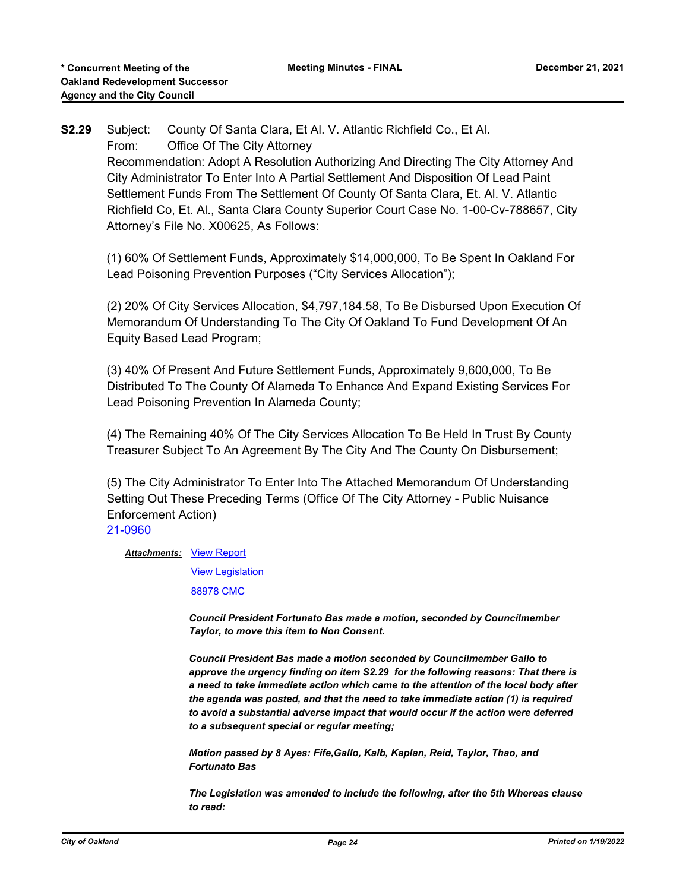**S2.29** Subject: County Of Santa Clara, Et Al. V. Atlantic Richfield Co., Et Al.
From: Office Of The City Attorney
Recommendation: Adopt A Resolution Authorizing And Directing The City Attorney And City Administrator To Enter Into A Partial Settlement And Disposition Of Lead Paint Settlement Funds From The Settlement Of County Of Santa Clara, Et. Al. V. Atlantic Richfield Co, Et. Al., Santa Clara County Superior Court Case No. 1-00-Cv-788657, City Attorney's File No. X00625, As Follows:

(1) 60% Of Settlement Funds, Approximately $14,000,000, To Be Spent In Oakland For Lead Poisoning Prevention Purposes ("City Services Allocation");

(2) 20% Of City Services Allocation, $4,797,184.58, To Be Disbursed Upon Execution Of Memorandum Of Understanding To The City Of Oakland To Fund Development Of An Equity Based Lead Program;

(3) 40% Of Present And Future Settlement Funds, Approximately 9,600,000, To Be Distributed To The County Of Alameda To Enhance And Expand Existing Services For Lead Poisoning Prevention In Alameda County;

(4) The Remaining 40% Of The City Services Allocation To Be Held In Trust By County Treasurer Subject To An Agreement By The City And The County On Disbursement;

(5) The City Administrator To Enter Into The Attached Memorandum Of Understanding Setting Out These Preceding Terms (Office Of The City Attorney - Public Nuisance Enforcement Action)
21-0960

***Attachments:*** View Report
View Legislation
88978 CMC

***Council President Fortunato Bas made a motion, seconded by Councilmember Taylor, to move this item to Non Consent.***

***Council President Bas made a motion seconded by Councilmember Gallo to approve the urgency finding on item S2.29 for the following reasons: That there is a need to take immediate action which came to the attention of the local body after the agenda was posted, and that the need to take immediate action (1) is required to avoid a substantial adverse impact that would occur if the action were deferred to a subsequent special or regular meeting;***

***Motion passed by 8 Ayes: Fife,Gallo, Kalb, Kaplan, Reid, Taylor, Thao, and Fortunato Bas***

***The Legislation was amended to include the following, after the 5th Whereas clause to read:***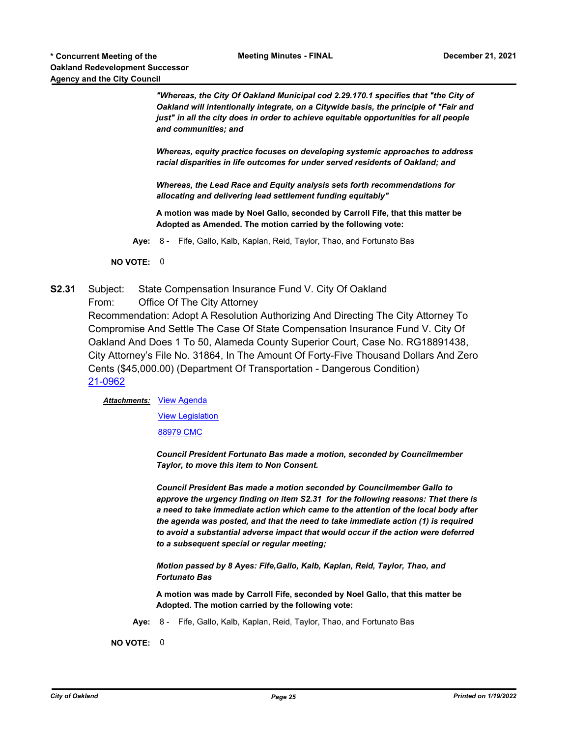*"Whereas, the City Of Oakland Municipal cod 2.29.170.1 specifies that "the City of Oakland will intentionally integrate, on a Citywide basis, the principle of "Fair and just" in all the city does in order to achieve equitable opportunities for all people and communities; and*

*Whereas, equity practice focuses on developing systemic approaches to address racial disparities in life outcomes for under served residents of Oakland; and*

*Whereas, the Lead Race and Equity analysis sets forth recommendations for allocating and delivering lead settlement funding equitably"*

**A motion was made by Noel Gallo, seconded by Carroll Fife, that this matter be Adopted as Amended. The motion carried by the following vote:**

**Aye:** 8 - Fife, Gallo, Kalb, Kaplan, Reid, Taylor, Thao, and Fortunato Bas

**NO VOTE:** 0

**S2.31** Subject: State Compensation Insurance Fund V. City Of Oakland
From: Office Of The City Attorney
Recommendation: Adopt A Resolution Authorizing And Directing The City Attorney To Compromise And Settle The Case Of State Compensation Insurance Fund V. City Of Oakland And Does 1 To 50, Alameda County Superior Court, Case No. RG18891438, City Attorney's File No. 31864, In The Amount Of Forty-Five Thousand Dollars And Zero Cents ($45,000.00) (Department Of Transportation - Dangerous Condition)
21-0962

***Attachments:*** View Agenda

View Legislation

88979 CMC

***Council President Fortunato Bas made a motion, seconded by Councilmember Taylor, to move this item to Non Consent.***

***Council President Bas made a motion seconded by Councilmember Gallo to approve the urgency finding on item S2.31 for the following reasons: That there is a need to take immediate action which came to the attention of the local body after the agenda was posted, and that the need to take immediate action (1) is required to avoid a substantial adverse impact that would occur if the action were deferred to a subsequent special or regular meeting;***

***Motion passed by 8 Ayes: Fife,Gallo, Kalb, Kaplan, Reid, Taylor, Thao, and Fortunato Bas***

**A motion was made by Carroll Fife, seconded by Noel Gallo, that this matter be Adopted. The motion carried by the following vote:**

**Aye:** 8 - Fife, Gallo, Kalb, Kaplan, Reid, Taylor, Thao, and Fortunato Bas

**NO VOTE:** 0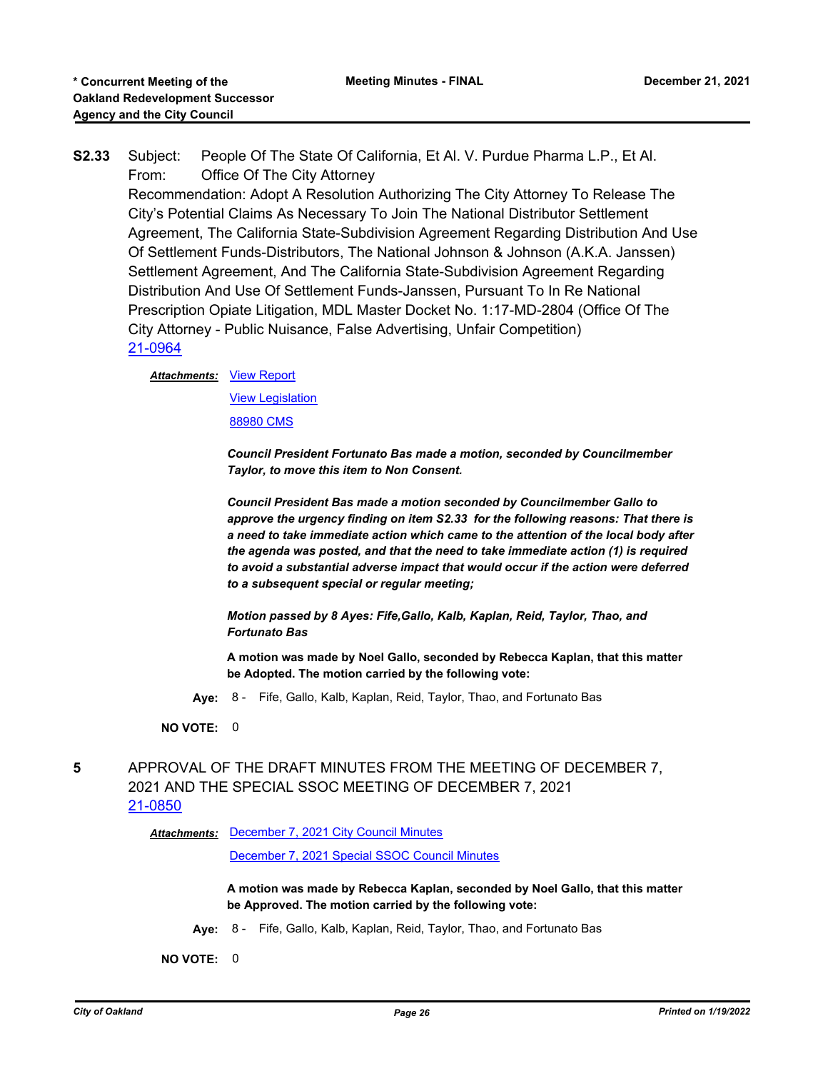**S2.33** Subject: People Of The State Of California, Et Al. V. Purdue Pharma L.P., Et Al.
From: Office Of The City Attorney
Recommendation: Adopt A Resolution Authorizing The City Attorney To Release The City's Potential Claims As Necessary To Join The National Distributor Settlement Agreement, The California State-Subdivision Agreement Regarding Distribution And Use Of Settlement Funds-Distributors, The National Johnson & Johnson (A.K.A. Janssen) Settlement Agreement, And The California State-Subdivision Agreement Regarding Distribution And Use Of Settlement Funds-Janssen, Pursuant To In Re National Prescription Opiate Litigation, MDL Master Docket No. 1:17-MD-2804 (Office Of The City Attorney - Public Nuisance, False Advertising, Unfair Competition)
21-0964

***Attachments:*** View Report
View Legislation
88980 CMS

***Council President Fortunato Bas made a motion, seconded by Councilmember Taylor, to move this item to Non Consent.***

***Council President Bas made a motion seconded by Councilmember Gallo to approve the urgency finding on item S2.33 for the following reasons: That there is a need to take immediate action which came to the attention of the local body after the agenda was posted, and that the need to take immediate action (1) is required to avoid a substantial adverse impact that would occur if the action were deferred to a subsequent special or regular meeting;***

***Motion passed by 8 Ayes: Fife,Gallo, Kalb, Kaplan, Reid, Taylor, Thao, and Fortunato Bas***

**A motion was made by Noel Gallo, seconded by Rebecca Kaplan, that this matter be Adopted. The motion carried by the following vote:**

**Aye:** 8 - Fife, Gallo, Kalb, Kaplan, Reid, Taylor, Thao, and Fortunato Bas

**NO VOTE:** 0

**5** APPROVAL OF THE DRAFT MINUTES FROM THE MEETING OF DECEMBER 7, 2021 AND THE SPECIAL SSOC MEETING OF DECEMBER 7, 2021
21-0850

***Attachments:*** December 7, 2021 City Council Minutes
December 7, 2021 Special SSOC Council Minutes

**A motion was made by Rebecca Kaplan, seconded by Noel Gallo, that this matter be Approved. The motion carried by the following vote:**

**Aye:** 8 - Fife, Gallo, Kalb, Kaplan, Reid, Taylor, Thao, and Fortunato Bas

**NO VOTE:** 0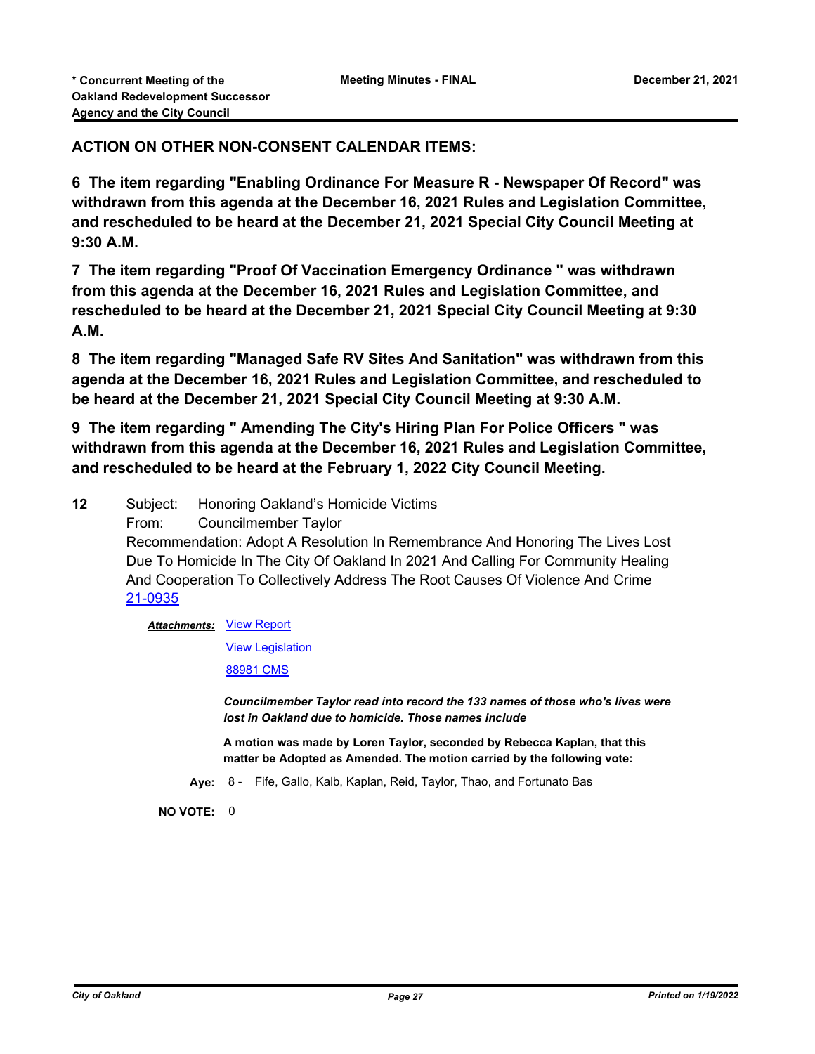**ACTION ON OTHER NON-CONSENT CALENDAR ITEMS:**

**6 The item regarding "Enabling Ordinance For Measure R - Newspaper Of Record" was withdrawn from this agenda at the December 16, 2021 Rules and Legislation Committee, and rescheduled to be heard at the December 21, 2021 Special City Council Meeting at 9:30 A.M.**

**7 The item regarding "Proof Of Vaccination Emergency Ordinance " was withdrawn from this agenda at the December 16, 2021 Rules and Legislation Committee, and rescheduled to be heard at the December 21, 2021 Special City Council Meeting at 9:30 A.M.**

**8 The item regarding "Managed Safe RV Sites And Sanitation" was withdrawn from this agenda at the December 16, 2021 Rules and Legislation Committee, and rescheduled to be heard at the December 21, 2021 Special City Council Meeting at 9:30 A.M.**

**9 The item regarding " Amending The City's Hiring Plan For Police Officers " was withdrawn from this agenda at the December 16, 2021 Rules and Legislation Committee, and rescheduled to be heard at the February 1, 2022 City Council Meeting.**

**12** Subject: Honoring Oakland's Homicide Victims

From: Councilmember Taylor

Recommendation: Adopt A Resolution In Remembrance And Honoring The Lives Lost Due To Homicide In The City Of Oakland In 2021 And Calling For Community Healing And Cooperation To Collectively Address The Root Causes Of Violence And Crime

21-0935

***Attachments:*** View Report

View Legislation

88981 CMS

***Councilmember Taylor read into record the 133 names of those who's lives were lost in Oakland due to homicide. Those names include***

**A motion was made by Loren Taylor, seconded by Rebecca Kaplan, that this matter be Adopted as Amended. The motion carried by the following vote:**

**Aye:** 8 - Fife, Gallo, Kalb, Kaplan, Reid, Taylor, Thao, and Fortunato Bas

**NO VOTE:** 0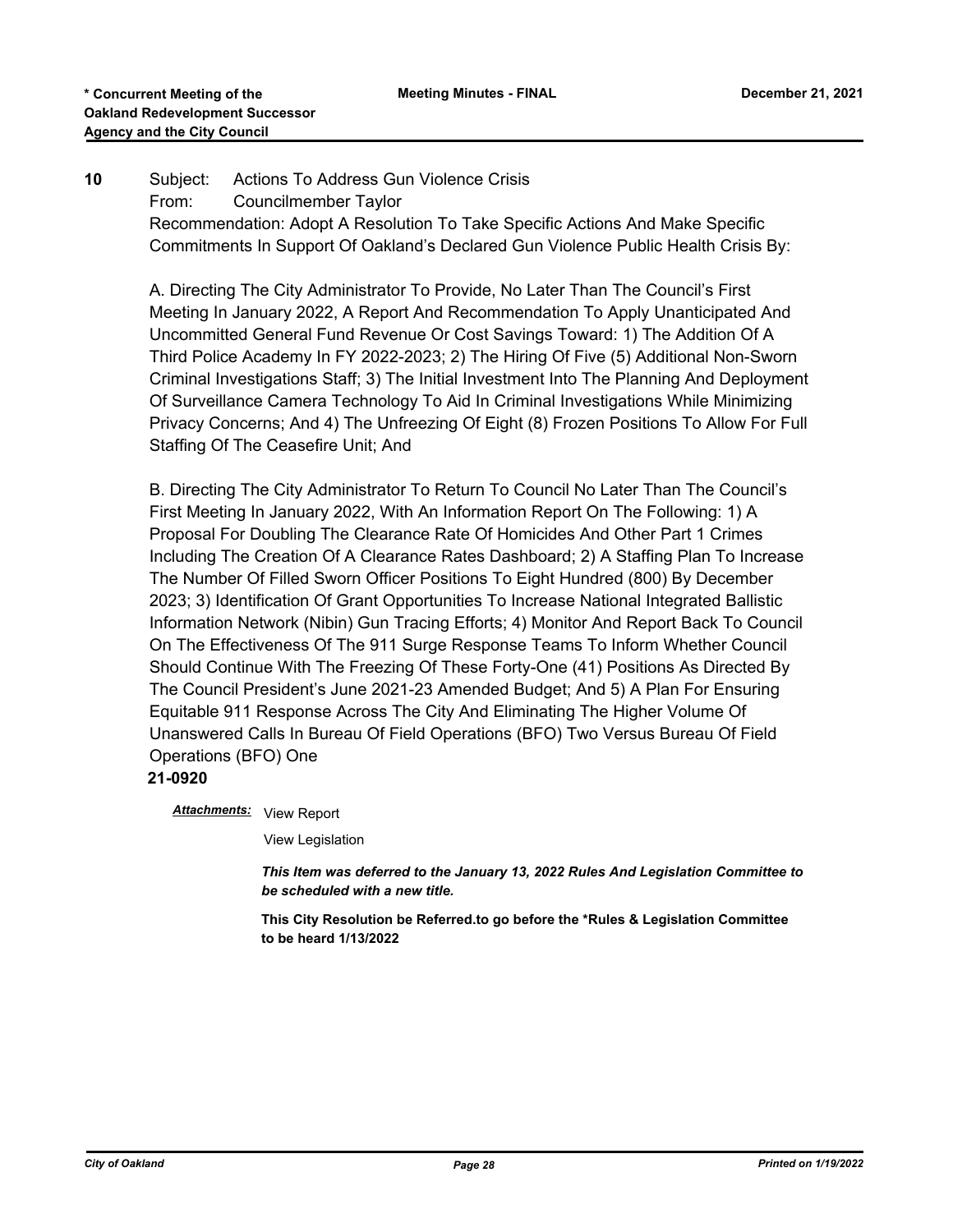**10** Subject: Actions To Address Gun Violence Crisis

From: Councilmember Taylor

Recommendation: Adopt A Resolution To Take Specific Actions And Make Specific Commitments In Support Of Oakland's Declared Gun Violence Public Health Crisis By:

A. Directing The City Administrator To Provide, No Later Than The Council's First Meeting In January 2022, A Report And Recommendation To Apply Unanticipated And Uncommitted General Fund Revenue Or Cost Savings Toward: 1) The Addition Of A Third Police Academy In FY 2022-2023; 2) The Hiring Of Five (5) Additional Non-Sworn Criminal Investigations Staff; 3) The Initial Investment Into The Planning And Deployment Of Surveillance Camera Technology To Aid In Criminal Investigations While Minimizing Privacy Concerns; And 4) The Unfreezing Of Eight (8) Frozen Positions To Allow For Full Staffing Of The Ceasefire Unit; And

B. Directing The City Administrator To Return To Council No Later Than The Council's First Meeting In January 2022, With An Information Report On The Following: 1) A Proposal For Doubling The Clearance Rate Of Homicides And Other Part 1 Crimes Including The Creation Of A Clearance Rates Dashboard; 2) A Staffing Plan To Increase The Number Of Filled Sworn Officer Positions To Eight Hundred (800) By December 2023; 3) Identification Of Grant Opportunities To Increase National Integrated Ballistic Information Network (Nibin) Gun Tracing Efforts; 4) Monitor And Report Back To Council On The Effectiveness Of The 911 Surge Response Teams To Inform Whether Council Should Continue With The Freezing Of These Forty-One (41) Positions As Directed By The Council President's June 2021-23 Amended Budget; And 5) A Plan For Ensuring Equitable 911 Response Across The City And Eliminating The Higher Volume Of Unanswered Calls In Bureau Of Field Operations (BFO) Two Versus Bureau Of Field Operations (BFO) One

**21-0920**

***Attachments:*** View Report

View Legislation

***This Item was deferred to the January 13, 2022 Rules And Legislation Committee to be scheduled with a new title.***

**This City Resolution be Referred.to go before the *Rules & Legislation Committee to be heard 1/13/2022**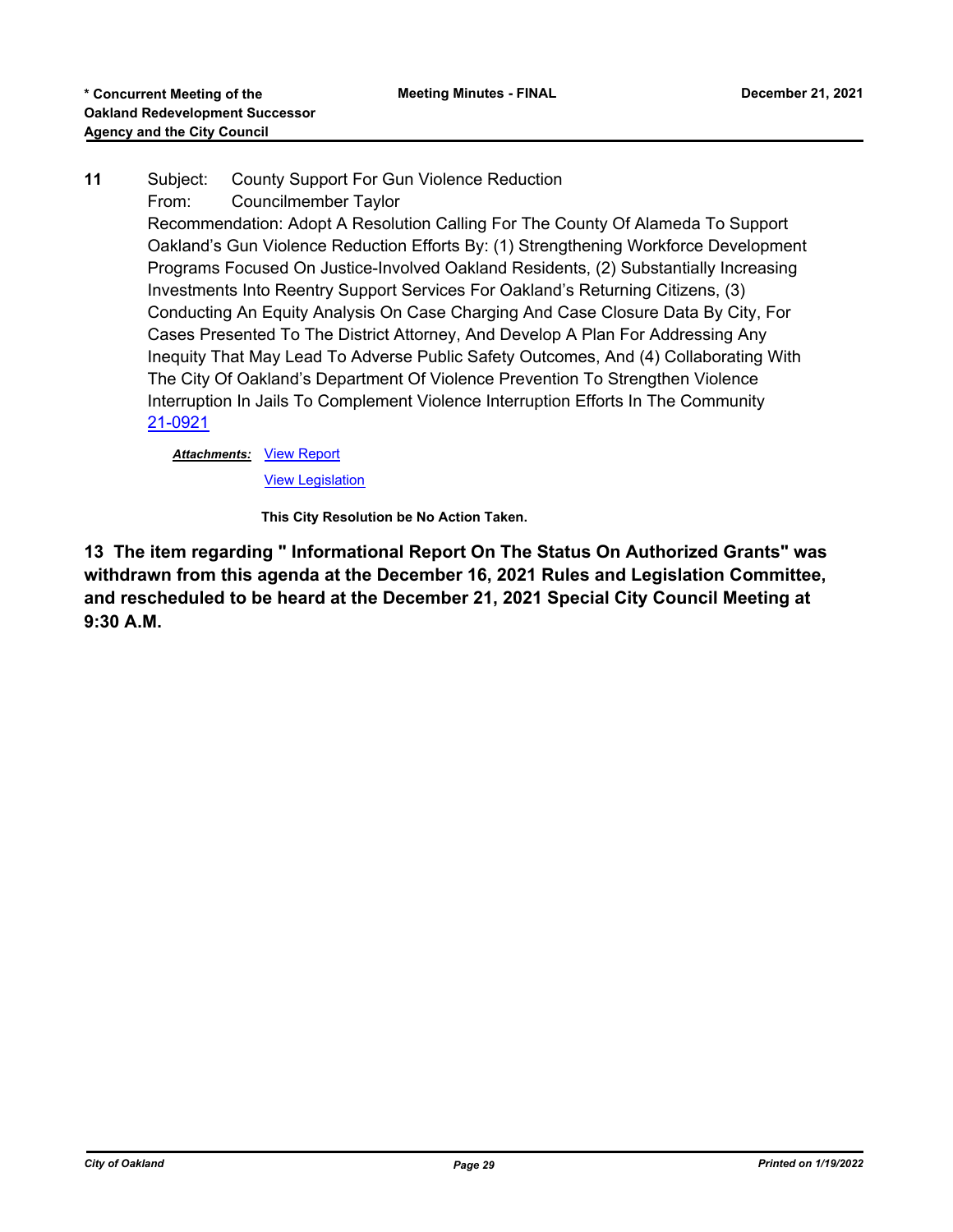**11** Subject: County Support For Gun Violence Reduction

From: Councilmember Taylor

Recommendation: Adopt A Resolution Calling For The County Of Alameda To Support Oakland's Gun Violence Reduction Efforts By: (1) Strengthening Workforce Development Programs Focused On Justice-Involved Oakland Residents, (2) Substantially Increasing Investments Into Reentry Support Services For Oakland's Returning Citizens, (3) Conducting An Equity Analysis On Case Charging And Case Closure Data By City, For Cases Presented To The District Attorney, And Develop A Plan For Addressing Any Inequity That May Lead To Adverse Public Safety Outcomes, And (4) Collaborating With The City Of Oakland's Department Of Violence Prevention To Strengthen Violence Interruption In Jails To Complement Violence Interruption Efforts In The Community

21-0921

***Attachments:*** View Report

View Legislation

**This City Resolution be No Action Taken.**

**13 The item regarding " Informational Report On The Status On Authorized Grants" was withdrawn from this agenda at the December 16, 2021 Rules and Legislation Committee, and rescheduled to be heard at the December 21, 2021 Special City Council Meeting at 9:30 A.M.**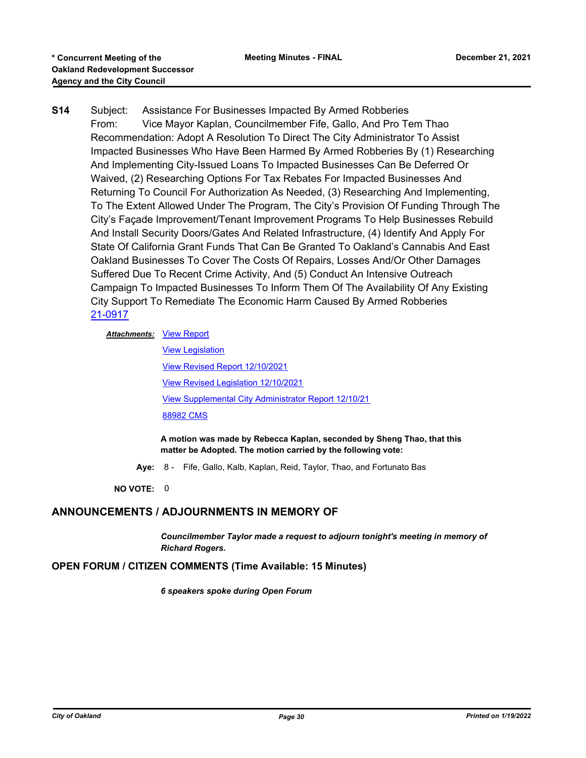**S14** Subject: Assistance For Businesses Impacted By Armed Robberies

From: Vice Mayor Kaplan, Councilmember Fife, Gallo, And Pro Tem Thao

Recommendation: Adopt A Resolution To Direct The City Administrator To Assist Impacted Businesses Who Have Been Harmed By Armed Robberies By (1) Researching And Implementing City-Issued Loans To Impacted Businesses Can Be Deferred Or Waived, (2) Researching Options For Tax Rebates For Impacted Businesses And Returning To Council For Authorization As Needed, (3) Researching And Implementing, To The Extent Allowed Under The Program, The City's Provision Of Funding Through The City's Façade Improvement/Tenant Improvement Programs To Help Businesses Rebuild And Install Security Doors/Gates And Related Infrastructure, (4) Identify And Apply For State Of California Grant Funds That Can Be Granted To Oakland's Cannabis And East Oakland Businesses To Cover The Costs Of Repairs, Losses And/Or Other Damages Suffered Due To Recent Crime Activity, And (5) Conduct An Intensive Outreach Campaign To Impacted Businesses To Inform Them Of The Availability Of Any Existing City Support To Remediate The Economic Harm Caused By Armed Robberies

21-0917

***Attachments:*** View Report

View Legislation

View Revised Report 12/10/2021

View Revised Legislation 12/10/2021

View Supplemental City Administrator Report 12/10/21

88982 CMS

**A motion was made by Rebecca Kaplan, seconded by Sheng Thao, that this matter be Adopted. The motion carried by the following vote:**

**Aye:** 8 - Fife, Gallo, Kalb, Kaplan, Reid, Taylor, Thao, and Fortunato Bas

**NO VOTE:** 0

## ANNOUNCEMENTS / ADJOURNMENTS IN MEMORY OF

***Councilmember Taylor made a request to adjourn tonight's meeting in memory of Richard Rogers.***

## OPEN FORUM / CITIZEN COMMENTS (Time Available: 15 Minutes)

***6 speakers spoke during Open Forum***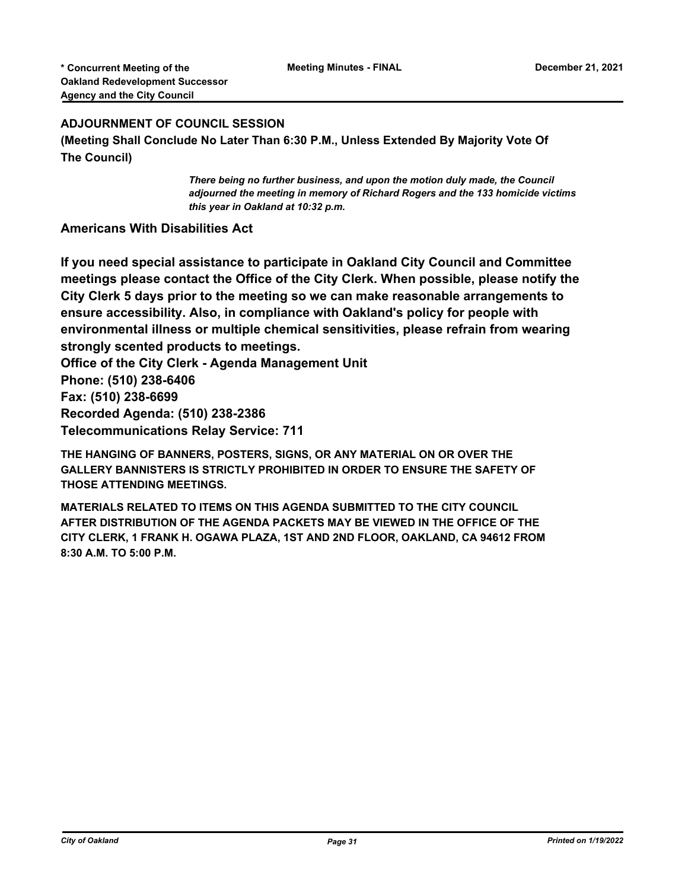**ADJOURNMENT OF COUNCIL SESSION**

**(Meeting Shall Conclude No Later Than 6:30 P.M., Unless Extended By Majority Vote Of The Council)**

***There being no further business, and upon the motion duly made, the Council adjourned the meeting in memory of Richard Rogers and the 133 homicide victims this year in Oakland at 10:32 p.m.***

**Americans With Disabilities Act**

**If you need special assistance to participate in Oakland City Council and Committee meetings please contact the Office of the City Clerk. When possible, please notify the City Clerk 5 days prior to the meeting so we can make reasonable arrangements to ensure accessibility. Also, in compliance with Oakland's policy for people with environmental illness or multiple chemical sensitivities, please refrain from wearing strongly scented products to meetings.**

**Office of the City Clerk - Agenda Management Unit**
**Phone: (510) 238-6406**
**Fax: (510) 238-6699**
**Recorded Agenda: (510) 238-2386**
**Telecommunications Relay Service: 711**

**THE HANGING OF BANNERS, POSTERS, SIGNS, OR ANY MATERIAL ON OR OVER THE GALLERY BANNISTERS IS STRICTLY PROHIBITED IN ORDER TO ENSURE THE SAFETY OF THOSE ATTENDING MEETINGS.**

**MATERIALS RELATED TO ITEMS ON THIS AGENDA SUBMITTED TO THE CITY COUNCIL AFTER DISTRIBUTION OF THE AGENDA PACKETS MAY BE VIEWED IN THE OFFICE OF THE CITY CLERK, 1 FRANK H. OGAWA PLAZA, 1ST AND 2ND FLOOR, OAKLAND, CA 94612 FROM 8:30 A.M. TO 5:00 P.M.**